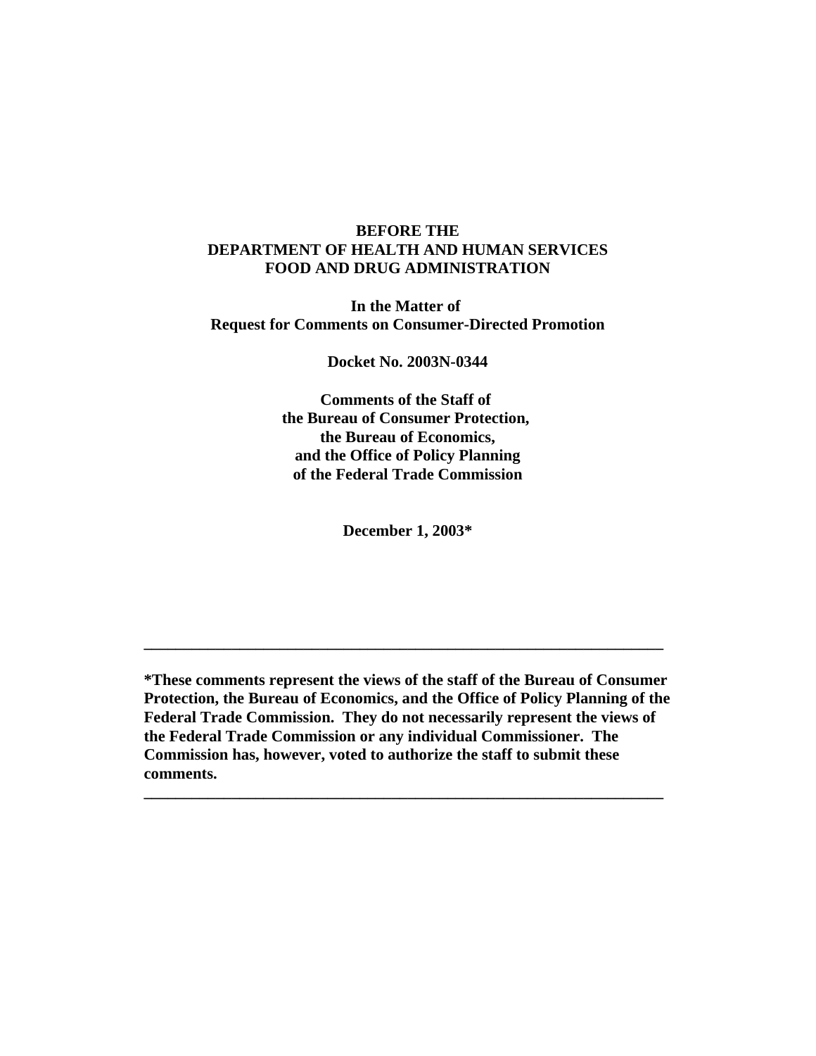**BEFORE THE**
**DEPARTMENT OF HEALTH AND HUMAN SERVICES**
**FOOD AND DRUG ADMINISTRATION**

**In the Matter of**
**Request for Comments on Consumer-Directed Promotion**

**Docket No. 2003N-0344**

**Comments of the Staff of**
**the Bureau of Consumer Protection,**
**the Bureau of Economics,**
**and the Office of Policy Planning**
**of the Federal Trade Commission**

**December 1, 2003***

---

***These comments represent the views of the staff of the Bureau of Consumer Protection, the Bureau of Economics, and the Office of Policy Planning of the Federal Trade Commission. They do not necessarily represent the views of the Federal Trade Commission or any individual Commissioner. The Commission has, however, voted to authorize the staff to submit these comments.**

---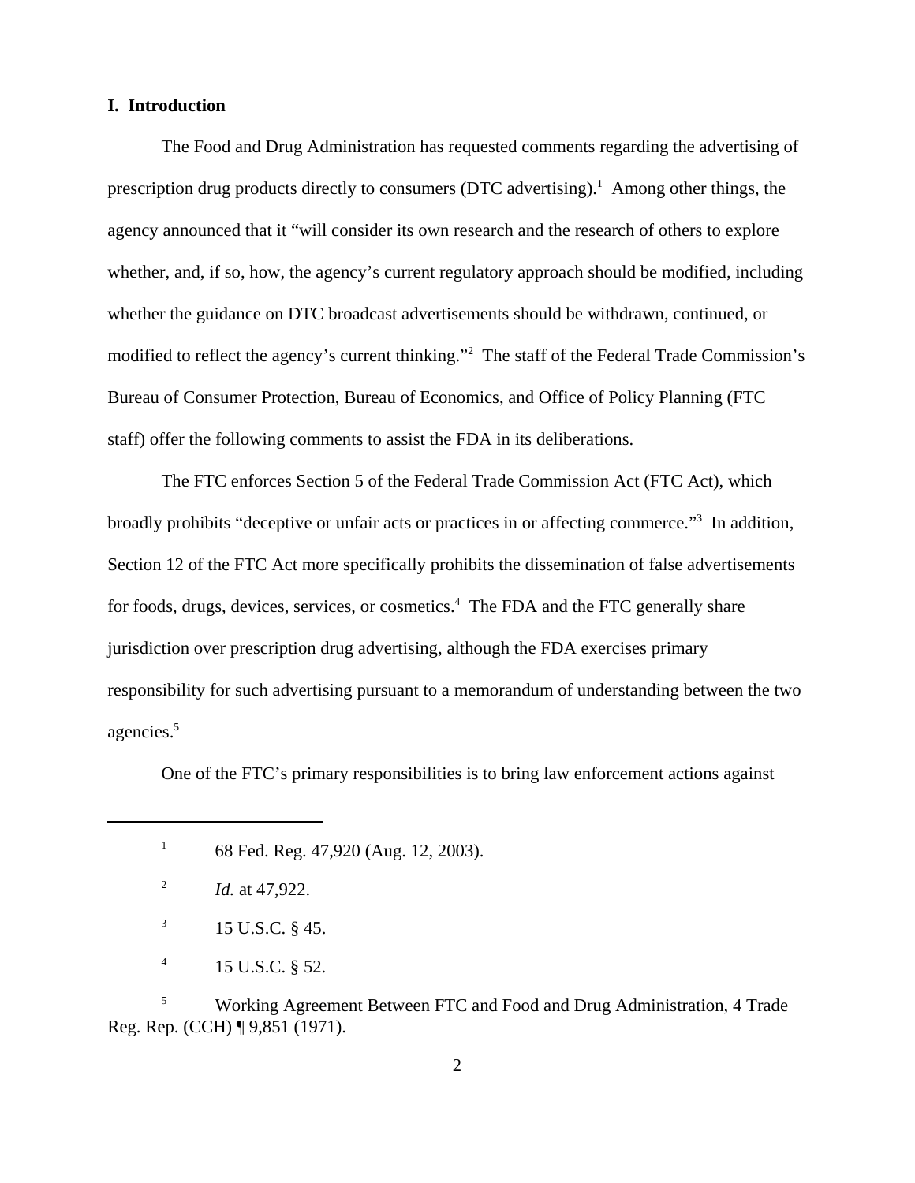## I. Introduction

The Food and Drug Administration has requested comments regarding the advertising of prescription drug products directly to consumers (DTC advertising).[1] Among other things, the agency announced that it "will consider its own research and the research of others to explore whether, and, if so, how, the agency's current regulatory approach should be modified, including whether the guidance on DTC broadcast advertisements should be withdrawn, continued, or modified to reflect the agency's current thinking."[2] The staff of the Federal Trade Commission's Bureau of Consumer Protection, Bureau of Economics, and Office of Policy Planning (FTC staff) offer the following comments to assist the FDA in its deliberations.

The FTC enforces Section 5 of the Federal Trade Commission Act (FTC Act), which broadly prohibits "deceptive or unfair acts or practices in or affecting commerce."[3] In addition, Section 12 of the FTC Act more specifically prohibits the dissemination of false advertisements for foods, drugs, devices, services, or cosmetics.[4] The FDA and the FTC generally share jurisdiction over prescription drug advertising, although the FDA exercises primary responsibility for such advertising pursuant to a memorandum of understanding between the two agencies.[5]

One of the FTC's primary responsibilities is to bring law enforcement actions against

---

[1] 68 Fed. Reg. 47,920 (Aug. 12, 2003).

[2] *Id.* at 47,922.

[3] 15 U.S.C. § 45.

[4] 15 U.S.C. § 52.

[5] Working Agreement Between FTC and Food and Drug Administration, 4 Trade Reg. Rep. (CCH) ¶ 9,851 (1971).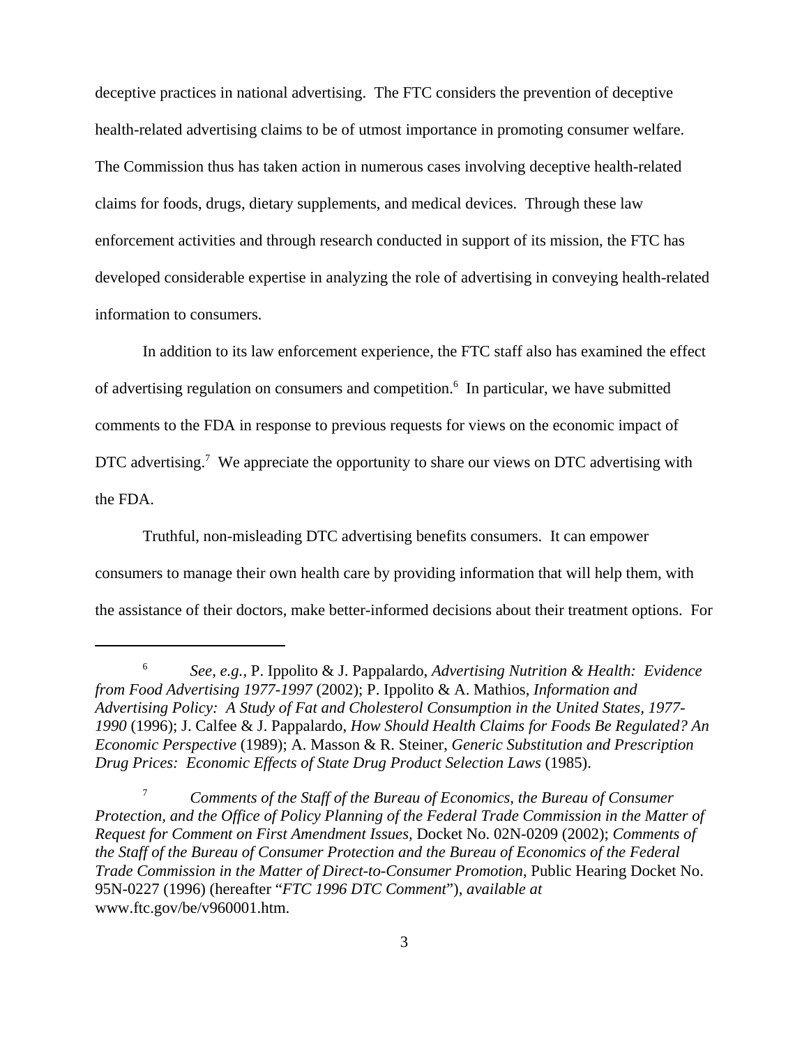deceptive practices in national advertising. The FTC considers the prevention of deceptive health-related advertising claims to be of utmost importance in promoting consumer welfare. The Commission thus has taken action in numerous cases involving deceptive health-related claims for foods, drugs, dietary supplements, and medical devices. Through these law enforcement activities and through research conducted in support of its mission, the FTC has developed considerable expertise in analyzing the role of advertising in conveying health-related information to consumers.

In addition to its law enforcement experience, the FTC staff also has examined the effect of advertising regulation on consumers and competition.[6] In particular, we have submitted comments to the FDA in response to previous requests for views on the economic impact of DTC advertising.[7] We appreciate the opportunity to share our views on DTC advertising with the FDA.

Truthful, non-misleading DTC advertising benefits consumers. It can empower consumers to manage their own health care by providing information that will help them, with the assistance of their doctors, make better-informed decisions about their treatment options. For

---

[6] *See, e.g.,* P. Ippolito & J. Pappalardo, *Advertising Nutrition & Health: Evidence from Food Advertising 1977-1997* (2002); P. Ippolito & A. Mathios, *Information and Advertising Policy: A Study of Fat and Cholesterol Consumption in the United States, 1977-1990* (1996); J. Calfee & J. Pappalardo, *How Should Health Claims for Foods Be Regulated? An Economic Perspective* (1989); A. Masson & R. Steiner, *Generic Substitution and Prescription Drug Prices: Economic Effects of State Drug Product Selection Laws* (1985).

[7] *Comments of the Staff of the Bureau of Economics, the Bureau of Consumer Protection, and the Office of Policy Planning of the Federal Trade Commission in the Matter of Request for Comment on First Amendment Issues*, Docket No. 02N-0209 (2002); *Comments of the Staff of the Bureau of Consumer Protection and the Bureau of Economics of the Federal Trade Commission in the Matter of Direct-to-Consumer Promotion*, Public Hearing Docket No. 95N-0227 (1996) (hereafter "*FTC 1996 DTC Comment*"), *available at* www.ftc.gov/be/v960001.htm.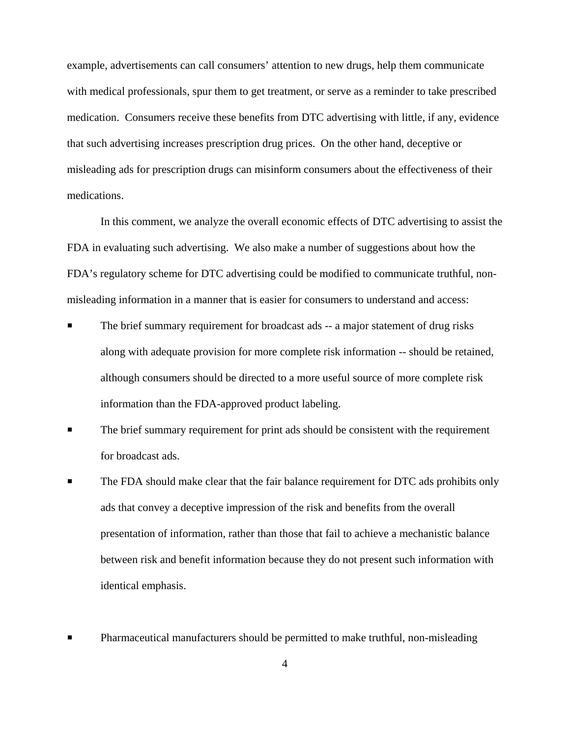example, advertisements can call consumers' attention to new drugs, help them communicate with medical professionals, spur them to get treatment, or serve as a reminder to take prescribed medication. Consumers receive these benefits from DTC advertising with little, if any, evidence that such advertising increases prescription drug prices. On the other hand, deceptive or misleading ads for prescription drugs can misinform consumers about the effectiveness of their medications.

In this comment, we analyze the overall economic effects of DTC advertising to assist the FDA in evaluating such advertising. We also make a number of suggestions about how the FDA's regulatory scheme for DTC advertising could be modified to communicate truthful, non-misleading information in a manner that is easier for consumers to understand and access:

- The brief summary requirement for broadcast ads -- a major statement of drug risks along with adequate provision for more complete risk information -- should be retained, although consumers should be directed to a more useful source of more complete risk information than the FDA-approved product labeling.
- The brief summary requirement for print ads should be consistent with the requirement for broadcast ads.
- The FDA should make clear that the fair balance requirement for DTC ads prohibits only ads that convey a deceptive impression of the risk and benefits from the overall presentation of information, rather than those that fail to achieve a mechanistic balance between risk and benefit information because they do not present such information with identical emphasis.
- Pharmaceutical manufacturers should be permitted to make truthful, non-misleading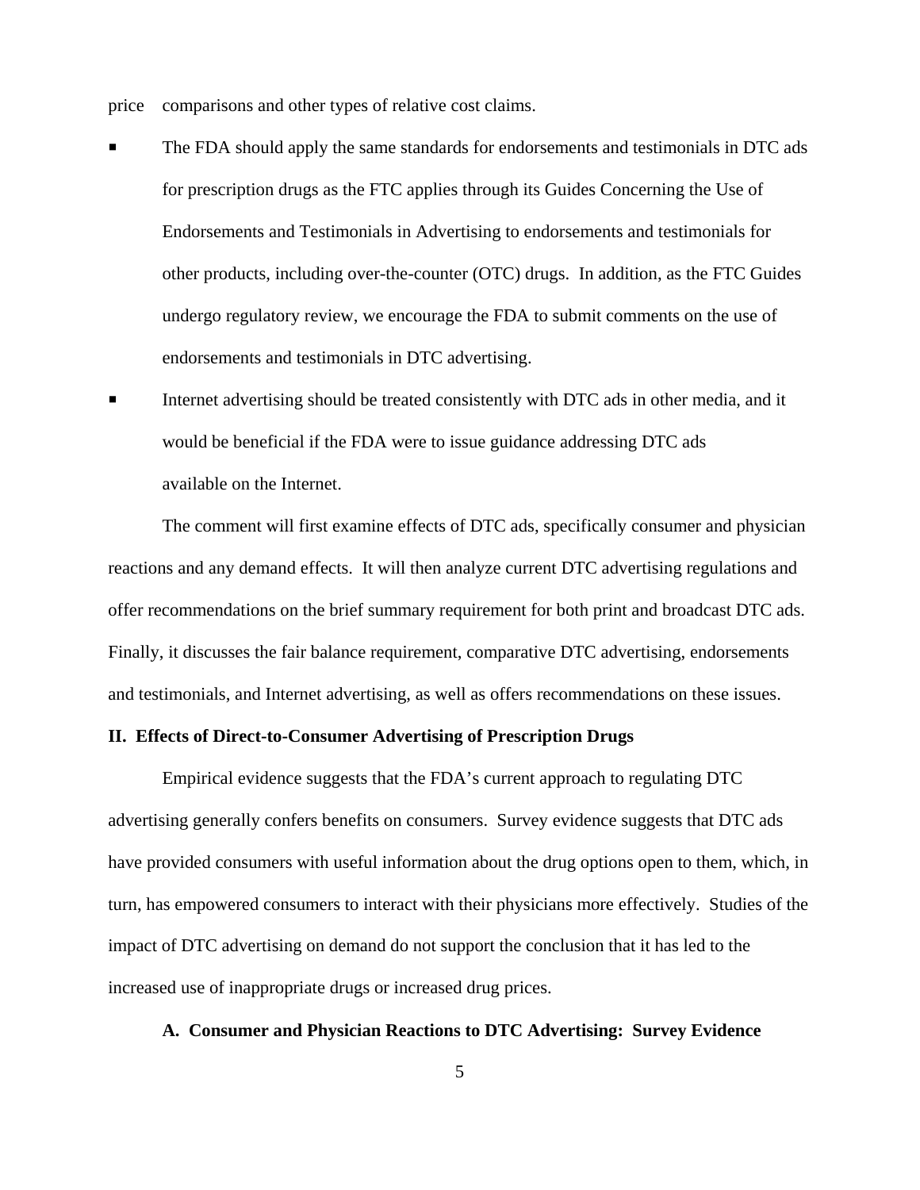price comparisons and other types of relative cost claims.

- The FDA should apply the same standards for endorsements and testimonials in DTC ads for prescription drugs as the FTC applies through its Guides Concerning the Use of Endorsements and Testimonials in Advertising to endorsements and testimonials for other products, including over-the-counter (OTC) drugs. In addition, as the FTC Guides undergo regulatory review, we encourage the FDA to submit comments on the use of endorsements and testimonials in DTC advertising.
- Internet advertising should be treated consistently with DTC ads in other media, and it would be beneficial if the FDA were to issue guidance addressing DTC ads available on the Internet.

The comment will first examine effects of DTC ads, specifically consumer and physician reactions and any demand effects. It will then analyze current DTC advertising regulations and offer recommendations on the brief summary requirement for both print and broadcast DTC ads. Finally, it discusses the fair balance requirement, comparative DTC advertising, endorsements and testimonials, and Internet advertising, as well as offers recommendations on these issues.

## II. Effects of Direct-to-Consumer Advertising of Prescription Drugs

Empirical evidence suggests that the FDA's current approach to regulating DTC advertising generally confers benefits on consumers. Survey evidence suggests that DTC ads have provided consumers with useful information about the drug options open to them, which, in turn, has empowered consumers to interact with their physicians more effectively. Studies of the impact of DTC advertising on demand do not support the conclusion that it has led to the increased use of inappropriate drugs or increased drug prices.

### A. Consumer and Physician Reactions to DTC Advertising: Survey Evidence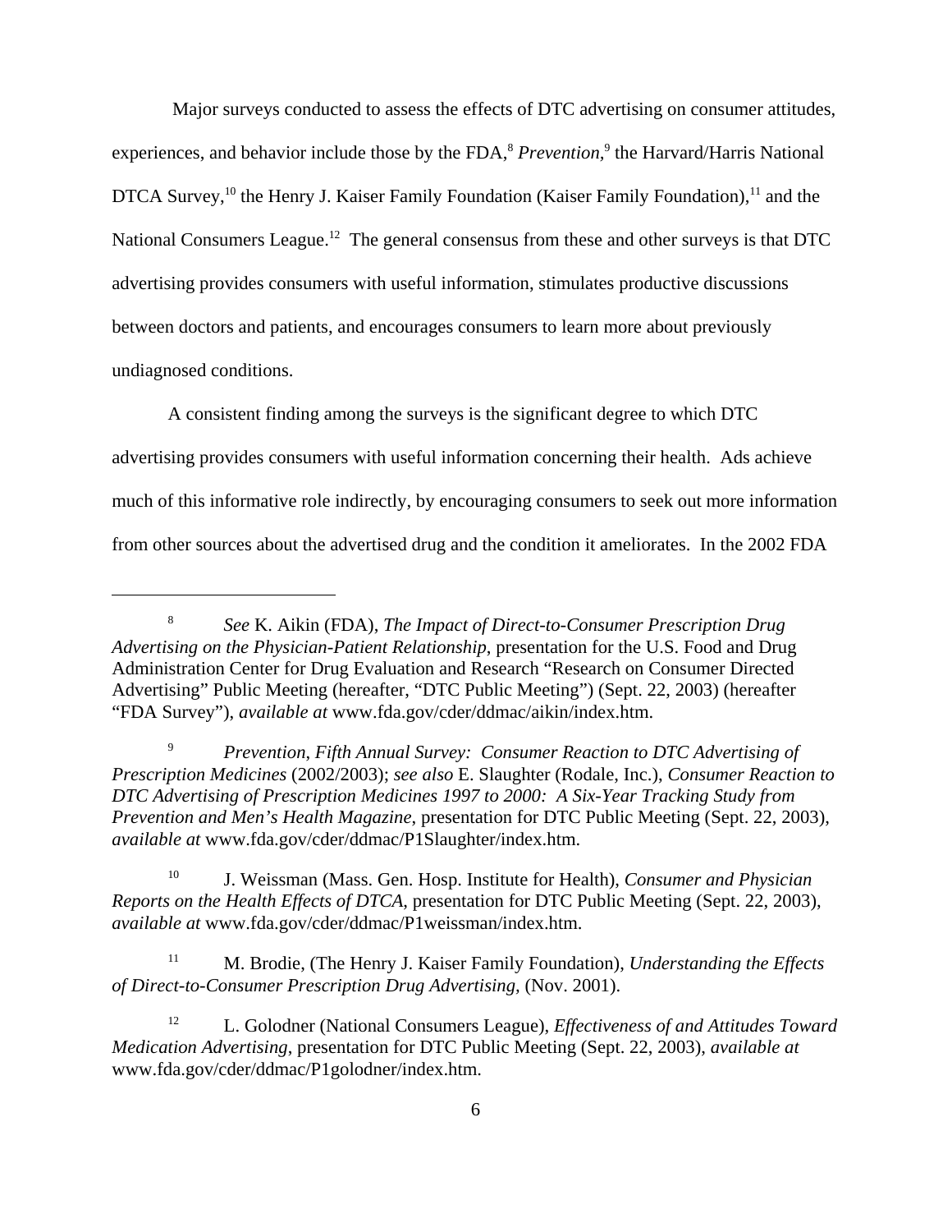Major surveys conducted to assess the effects of DTC advertising on consumer attitudes, experiences, and behavior include those by the FDA,[8] *Prevention*,[9] the Harvard/Harris National DTCA Survey,[10] the Henry J. Kaiser Family Foundation (Kaiser Family Foundation),[11] and the National Consumers League.[12] The general consensus from these and other surveys is that DTC advertising provides consumers with useful information, stimulates productive discussions between doctors and patients, and encourages consumers to learn more about previously undiagnosed conditions.

A consistent finding among the surveys is the significant degree to which DTC advertising provides consumers with useful information concerning their health. Ads achieve much of this informative role indirectly, by encouraging consumers to seek out more information from other sources about the advertised drug and the condition it ameliorates. In the 2002 FDA

---

[8] *See* K. Aikin (FDA), *The Impact of Direct-to-Consumer Prescription Drug Advertising on the Physician-Patient Relationship*, presentation for the U.S. Food and Drug Administration Center for Drug Evaluation and Research "Research on Consumer Directed Advertising" Public Meeting (hereafter, "DTC Public Meeting") (Sept. 22, 2003) (hereafter "FDA Survey"), *available at* www.fda.gov/cder/ddmac/aikin/index.htm.

[9] *Prevention*, *Fifth Annual Survey: Consumer Reaction to DTC Advertising of Prescription Medicines* (2002/2003); *see also* E. Slaughter (Rodale, Inc.), *Consumer Reaction to DTC Advertising of Prescription Medicines 1997 to 2000: A Six-Year Tracking Study from Prevention and Men's Health Magazine*, presentation for DTC Public Meeting (Sept. 22, 2003), *available at* www.fda.gov/cder/ddmac/P1Slaughter/index.htm.

[10] J. Weissman (Mass. Gen. Hosp. Institute for Health), *Consumer and Physician Reports on the Health Effects of DTCA*, presentation for DTC Public Meeting (Sept. 22, 2003), *available at* www.fda.gov/cder/ddmac/P1weissman/index.htm.

[11] M. Brodie, (The Henry J. Kaiser Family Foundation), *Understanding the Effects of Direct-to-Consumer Prescription Drug Advertising*, (Nov. 2001).

[12] L. Golodner (National Consumers League), *Effectiveness of and Attitudes Toward Medication Advertising*, presentation for DTC Public Meeting (Sept. 22, 2003), *available at* www.fda.gov/cder/ddmac/P1golodner/index.htm.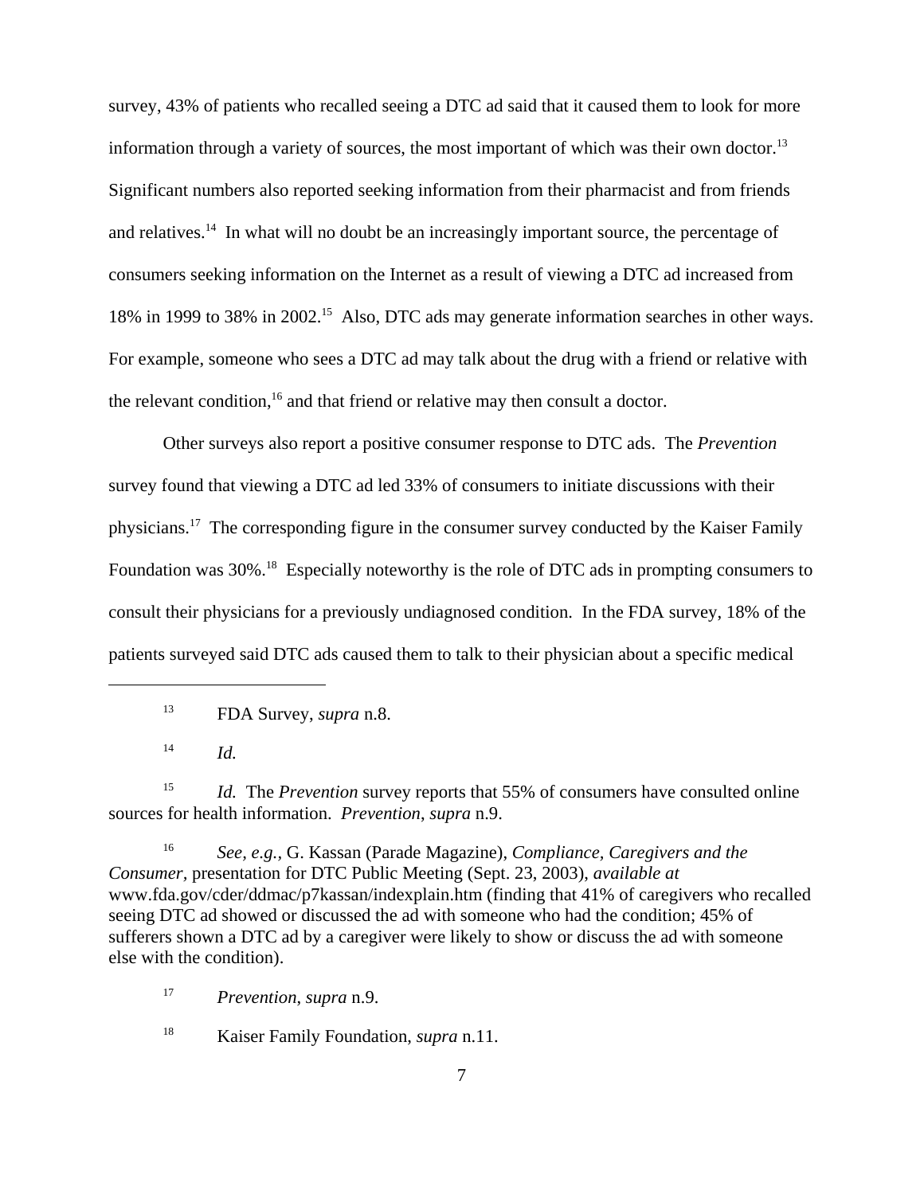survey, 43% of patients who recalled seeing a DTC ad said that it caused them to look for more information through a variety of sources, the most important of which was their own doctor.[13] Significant numbers also reported seeking information from their pharmacist and from friends and relatives.[14] In what will no doubt be an increasingly important source, the percentage of consumers seeking information on the Internet as a result of viewing a DTC ad increased from 18% in 1999 to 38% in 2002.[15] Also, DTC ads may generate information searches in other ways. For example, someone who sees a DTC ad may talk about the drug with a friend or relative with the relevant condition,[16] and that friend or relative may then consult a doctor.

Other surveys also report a positive consumer response to DTC ads. The *Prevention* survey found that viewing a DTC ad led 33% of consumers to initiate discussions with their physicians.[17] The corresponding figure in the consumer survey conducted by the Kaiser Family Foundation was 30%.[18] Especially noteworthy is the role of DTC ads in prompting consumers to consult their physicians for a previously undiagnosed condition. In the FDA survey, 18% of the patients surveyed said DTC ads caused them to talk to their physician about a specific medical

---

[13] FDA Survey, *supra* n.8.

[14] *Id.*

[15] *Id.* The *Prevention* survey reports that 55% of consumers have consulted online sources for health information. *Prevention*, *supra* n.9.

[16] *See, e.g.*, G. Kassan (Parade Magazine), *Compliance, Caregivers and the Consumer*, presentation for DTC Public Meeting (Sept. 23, 2003), *available at* www.fda.gov/cder/ddmac/p7kassan/indexplain.htm (finding that 41% of caregivers who recalled seeing DTC ad showed or discussed the ad with someone who had the condition; 45% of sufferers shown a DTC ad by a caregiver were likely to show or discuss the ad with someone else with the condition).

[17] *Prevention*, *supra* n.9.

[18] Kaiser Family Foundation, *supra* n.11.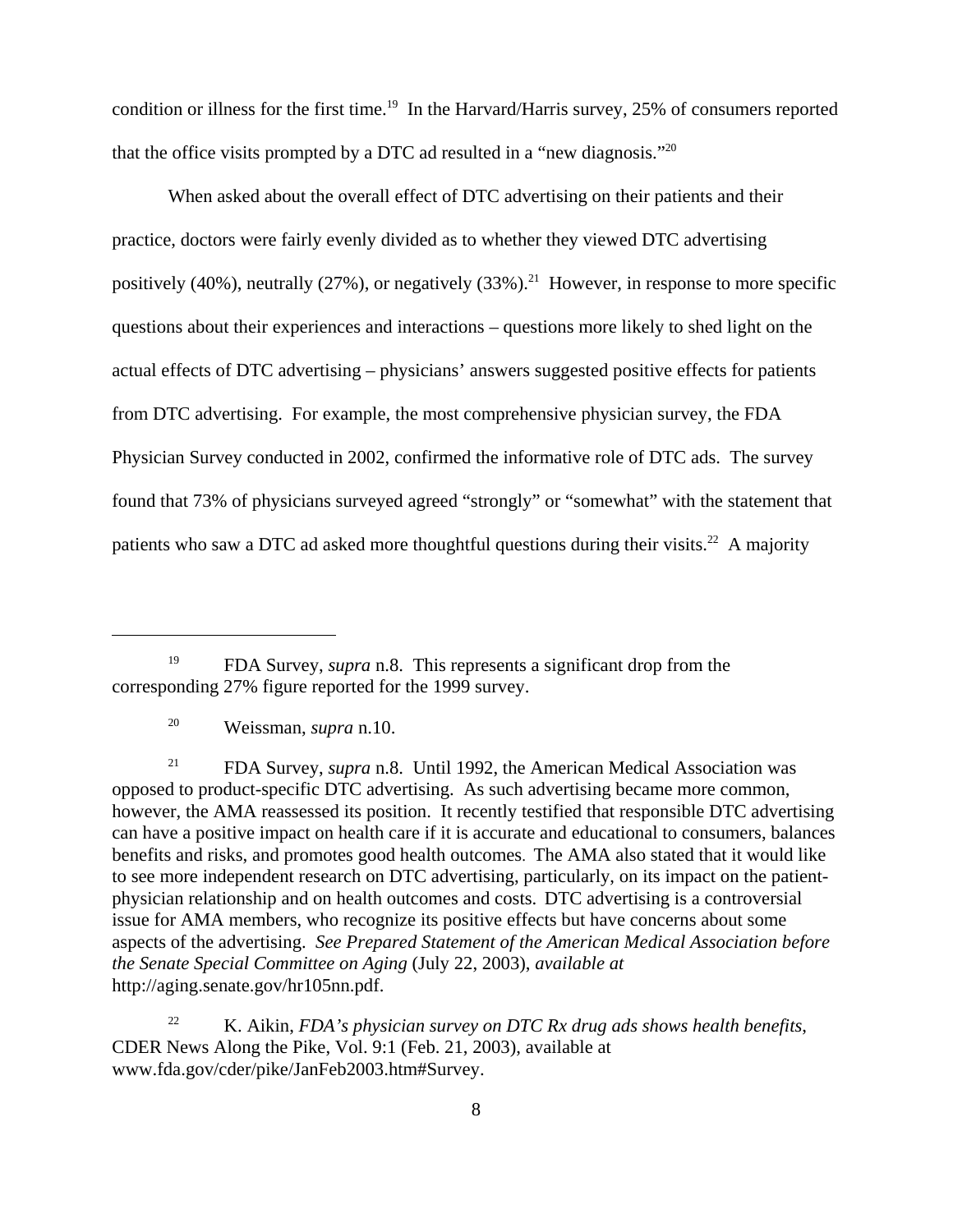condition or illness for the first time.[19] In the Harvard/Harris survey, 25% of consumers reported that the office visits prompted by a DTC ad resulted in a "new diagnosis."[20]

When asked about the overall effect of DTC advertising on their patients and their practice, doctors were fairly evenly divided as to whether they viewed DTC advertising positively (40%), neutrally (27%), or negatively (33%).[21] However, in response to more specific questions about their experiences and interactions – questions more likely to shed light on the actual effects of DTC advertising – physicians' answers suggested positive effects for patients from DTC advertising. For example, the most comprehensive physician survey, the FDA Physician Survey conducted in 2002, confirmed the informative role of DTC ads. The survey found that 73% of physicians surveyed agreed "strongly" or "somewhat" with the statement that patients who saw a DTC ad asked more thoughtful questions during their visits.[22] A majority

---

[19] FDA Survey, *supra* n.8. This represents a significant drop from the corresponding 27% figure reported for the 1999 survey.

[20] Weissman, *supra* n.10.

[21] FDA Survey, *supra* n.8. Until 1992, the American Medical Association was opposed to product-specific DTC advertising. As such advertising became more common, however, the AMA reassessed its position. It recently testified that responsible DTC advertising can have a positive impact on health care if it is accurate and educational to consumers, balances benefits and risks, and promotes good health outcomes. The AMA also stated that it would like to see more independent research on DTC advertising, particularly, on its impact on the patient-physician relationship and on health outcomes and costs. DTC advertising is a controversial issue for AMA members, who recognize its positive effects but have concerns about some aspects of the advertising. *See Prepared Statement of the American Medical Association before the Senate Special Committee on Aging* (July 22, 2003), *available at* http://aging.senate.gov/hr105nn.pdf.

[22] K. Aikin, *FDA's physician survey on DTC Rx drug ads shows health benefits,* CDER News Along the Pike, Vol. 9:1 (Feb. 21, 2003), available at www.fda.gov/cder/pike/JanFeb2003.htm#Survey.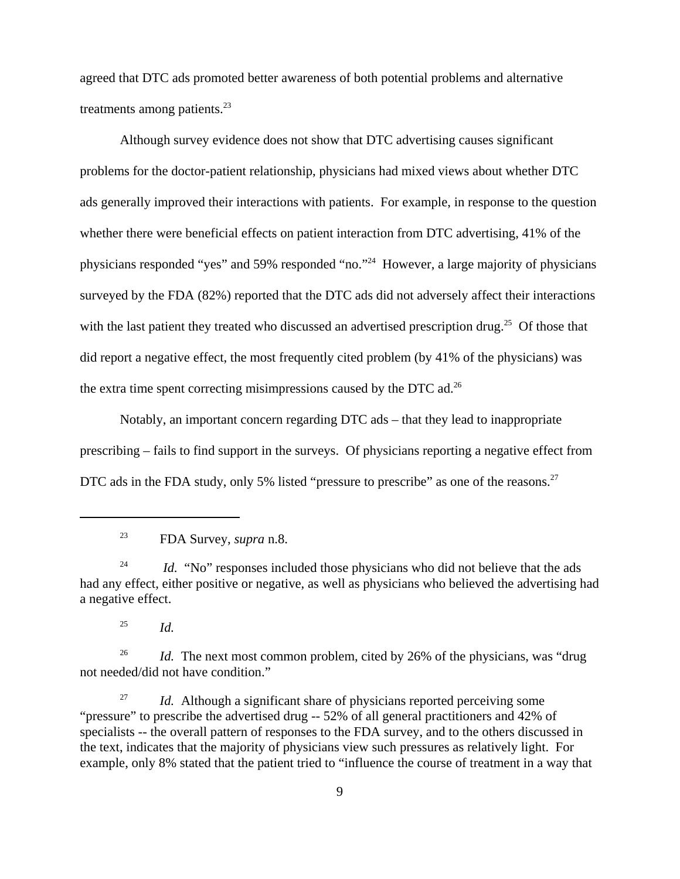agreed that DTC ads promoted better awareness of both potential problems and alternative treatments among patients.[23]

Although survey evidence does not show that DTC advertising causes significant problems for the doctor-patient relationship, physicians had mixed views about whether DTC ads generally improved their interactions with patients. For example, in response to the question whether there were beneficial effects on patient interaction from DTC advertising, 41% of the physicians responded "yes" and 59% responded "no."[24] However, a large majority of physicians surveyed by the FDA (82%) reported that the DTC ads did not adversely affect their interactions with the last patient they treated who discussed an advertised prescription drug.[25] Of those that did report a negative effect, the most frequently cited problem (by 41% of the physicians) was the extra time spent correcting misimpressions caused by the DTC ad.[26]

Notably, an important concern regarding DTC ads – that they lead to inappropriate prescribing – fails to find support in the surveys. Of physicians reporting a negative effect from DTC ads in the FDA study, only 5% listed "pressure to prescribe" as one of the reasons.[27]

---

[23] FDA Survey, *supra* n.8.

[24] *Id.* "No" responses included those physicians who did not believe that the ads had any effect, either positive or negative, as well as physicians who believed the advertising had a negative effect.

[25] *Id.*

[26] *Id.* The next most common problem, cited by 26% of the physicians, was "drug not needed/did not have condition."

[27] *Id.* Although a significant share of physicians reported perceiving some "pressure" to prescribe the advertised drug -- 52% of all general practitioners and 42% of specialists -- the overall pattern of responses to the FDA survey, and to the others discussed in the text, indicates that the majority of physicians view such pressures as relatively light. For example, only 8% stated that the patient tried to "influence the course of treatment in a way that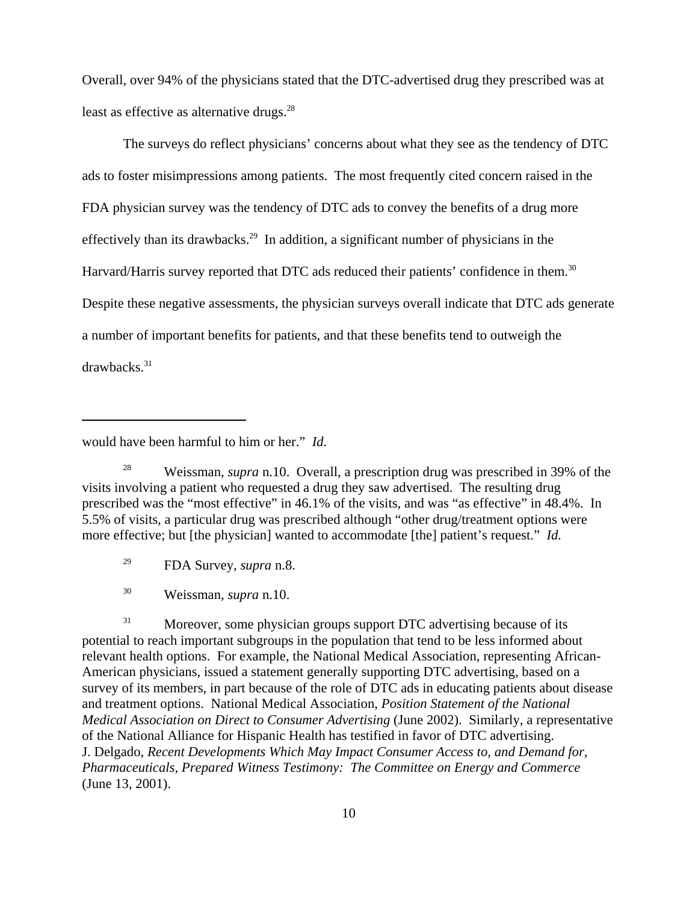Overall, over 94% of the physicians stated that the DTC-advertised drug they prescribed was at least as effective as alternative drugs.[28]

The surveys do reflect physicians' concerns about what they see as the tendency of DTC ads to foster misimpressions among patients. The most frequently cited concern raised in the FDA physician survey was the tendency of DTC ads to convey the benefits of a drug more effectively than its drawbacks.[29] In addition, a significant number of physicians in the Harvard/Harris survey reported that DTC ads reduced their patients' confidence in them.[30] Despite these negative assessments, the physician surveys overall indicate that DTC ads generate a number of important benefits for patients, and that these benefits tend to outweigh the drawbacks.[31]

---

would have been harmful to him or her." *Id.*

[28] Weissman, *supra* n.10. Overall, a prescription drug was prescribed in 39% of the visits involving a patient who requested a drug they saw advertised. The resulting drug prescribed was the "most effective" in 46.1% of the visits, and was "as effective" in 48.4%. In 5.5% of visits, a particular drug was prescribed although "other drug/treatment options were more effective; but [the physician] wanted to accommodate [the] patient's request." *Id.*

[29] FDA Survey, *supra* n.8.

[30] Weissman, *supra* n.10.

[31] Moreover, some physician groups support DTC advertising because of its potential to reach important subgroups in the population that tend to be less informed about relevant health options. For example, the National Medical Association, representing African-American physicians, issued a statement generally supporting DTC advertising, based on a survey of its members, in part because of the role of DTC ads in educating patients about disease and treatment options. National Medical Association, *Position Statement of the National Medical Association on Direct to Consumer Advertising* (June 2002). Similarly, a representative of the National Alliance for Hispanic Health has testified in favor of DTC advertising. J. Delgado, *Recent Developments Which May Impact Consumer Access to, and Demand for, Pharmaceuticals, Prepared Witness Testimony: The Committee on Energy and Commerce* (June 13, 2001).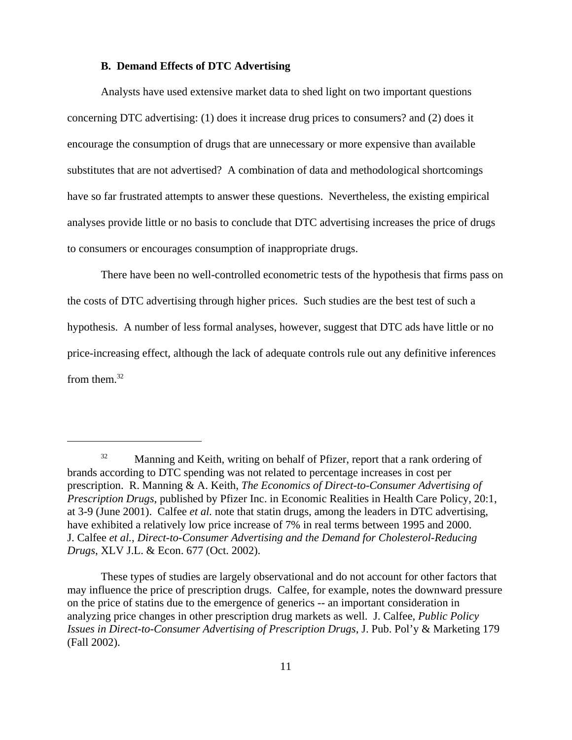### B. Demand Effects of DTC Advertising

Analysts have used extensive market data to shed light on two important questions concerning DTC advertising: (1) does it increase drug prices to consumers? and (2) does it encourage the consumption of drugs that are unnecessary or more expensive than available substitutes that are not advertised? A combination of data and methodological shortcomings have so far frustrated attempts to answer these questions. Nevertheless, the existing empirical analyses provide little or no basis to conclude that DTC advertising increases the price of drugs to consumers or encourages consumption of inappropriate drugs.

There have been no well-controlled econometric tests of the hypothesis that firms pass on the costs of DTC advertising through higher prices. Such studies are the best test of such a hypothesis. A number of less formal analyses, however, suggest that DTC ads have little or no price-increasing effect, although the lack of adequate controls rule out any definitive inferences from them.[32]

---

[32] Manning and Keith, writing on behalf of Pfizer, report that a rank ordering of brands according to DTC spending was not related to percentage increases in cost per prescription. R. Manning & A. Keith, *The Economics of Direct-to-Consumer Advertising of Prescription Drugs*, published by Pfizer Inc. in Economic Realities in Health Care Policy, 20:1, at 3-9 (June 2001). Calfee *et al.* note that statin drugs, among the leaders in DTC advertising, have exhibited a relatively low price increase of 7% in real terms between 1995 and 2000. J. Calfee *et al.*, *Direct-to-Consumer Advertising and the Demand for Cholesterol-Reducing Drugs*, XLV J.L. & Econ. 677 (Oct. 2002).

These types of studies are largely observational and do not account for other factors that may influence the price of prescription drugs. Calfee, for example, notes the downward pressure on the price of statins due to the emergence of generics -- an important consideration in analyzing price changes in other prescription drug markets as well. J. Calfee, *Public Policy Issues in Direct-to-Consumer Advertising of Prescription Drugs*, J. Pub. Pol'y & Marketing 179 (Fall 2002).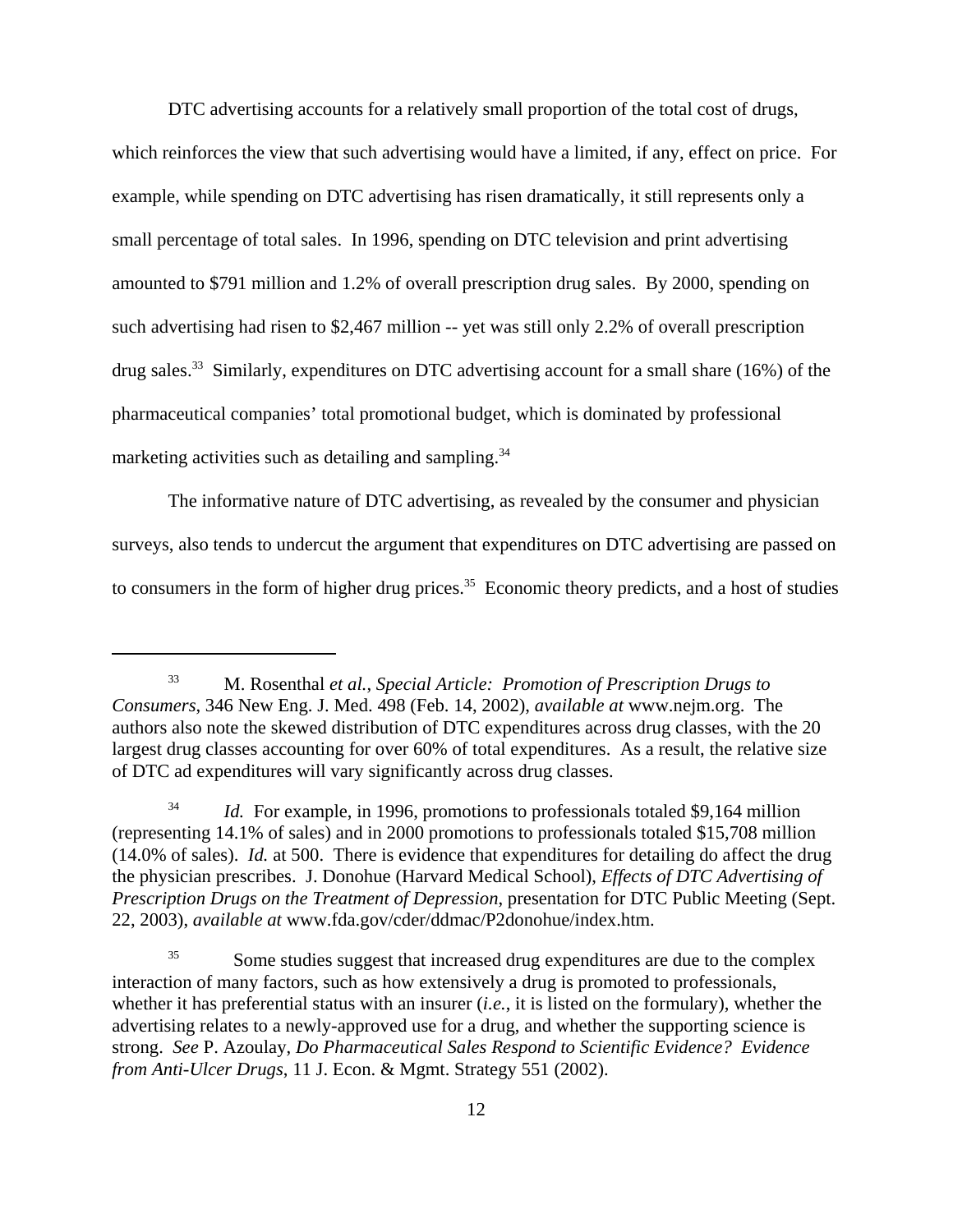DTC advertising accounts for a relatively small proportion of the total cost of drugs, which reinforces the view that such advertising would have a limited, if any, effect on price. For example, while spending on DTC advertising has risen dramatically, it still represents only a small percentage of total sales. In 1996, spending on DTC television and print advertising amounted to $791 million and 1.2% of overall prescription drug sales. By 2000, spending on such advertising had risen to $2,467 million -- yet was still only 2.2% of overall prescription drug sales.[33] Similarly, expenditures on DTC advertising account for a small share (16%) of the pharmaceutical companies' total promotional budget, which is dominated by professional marketing activities such as detailing and sampling.[34]

The informative nature of DTC advertising, as revealed by the consumer and physician surveys, also tends to undercut the argument that expenditures on DTC advertising are passed on to consumers in the form of higher drug prices.[35] Economic theory predicts, and a host of studies

---

[33] M. Rosenthal *et al.*, *Special Article: Promotion of Prescription Drugs to Consumers*, 346 New Eng. J. Med. 498 (Feb. 14, 2002), *available at* www.nejm.org. The authors also note the skewed distribution of DTC expenditures across drug classes, with the 20 largest drug classes accounting for over 60% of total expenditures. As a result, the relative size of DTC ad expenditures will vary significantly across drug classes.

[34] *Id.* For example, in 1996, promotions to professionals totaled $9,164 million (representing 14.1% of sales) and in 2000 promotions to professionals totaled $15,708 million (14.0% of sales). *Id.* at 500. There is evidence that expenditures for detailing do affect the drug the physician prescribes. J. Donohue (Harvard Medical School), *Effects of DTC Advertising of Prescription Drugs on the Treatment of Depression*, presentation for DTC Public Meeting (Sept. 22, 2003), *available at* www.fda.gov/cder/ddmac/P2donohue/index.htm.

[35] Some studies suggest that increased drug expenditures are due to the complex interaction of many factors, such as how extensively a drug is promoted to professionals, whether it has preferential status with an insurer (*i.e.*, it is listed on the formulary), whether the advertising relates to a newly-approved use for a drug, and whether the supporting science is strong. *See* P. Azoulay, *Do Pharmaceutical Sales Respond to Scientific Evidence? Evidence from Anti-Ulcer Drugs*, 11 J. Econ. & Mgmt. Strategy 551 (2002).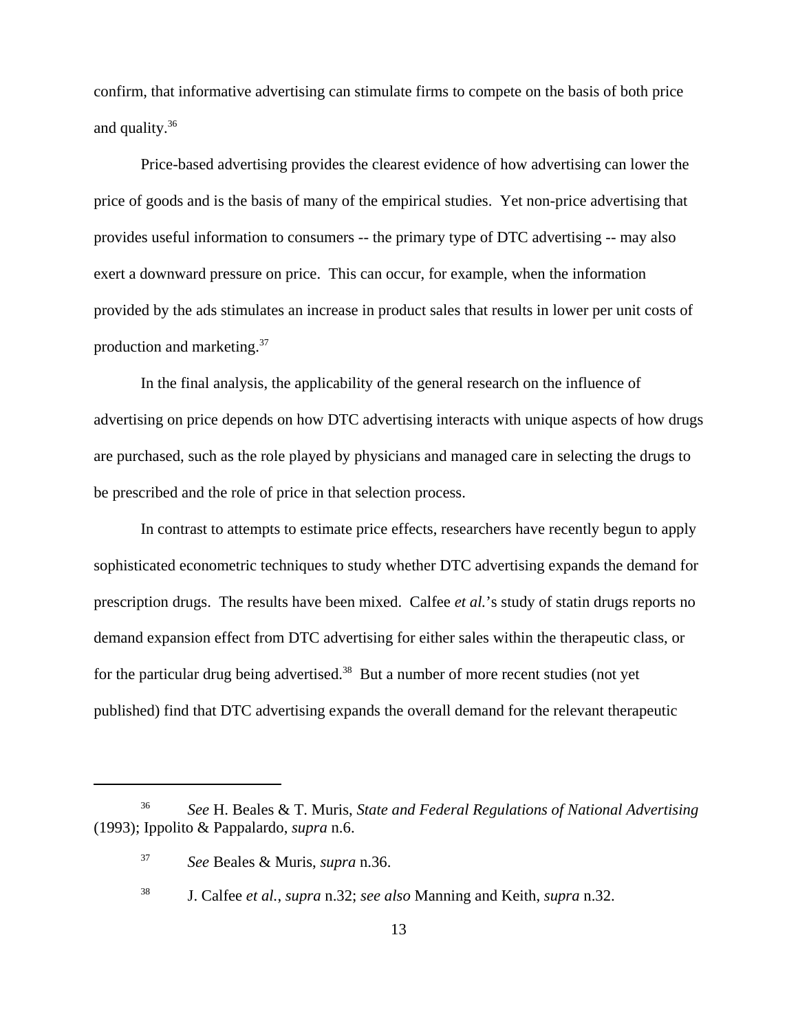confirm, that informative advertising can stimulate firms to compete on the basis of both price and quality.[36]

Price-based advertising provides the clearest evidence of how advertising can lower the price of goods and is the basis of many of the empirical studies. Yet non-price advertising that provides useful information to consumers -- the primary type of DTC advertising -- may also exert a downward pressure on price. This can occur, for example, when the information provided by the ads stimulates an increase in product sales that results in lower per unit costs of production and marketing.[37]

In the final analysis, the applicability of the general research on the influence of advertising on price depends on how DTC advertising interacts with unique aspects of how drugs are purchased, such as the role played by physicians and managed care in selecting the drugs to be prescribed and the role of price in that selection process.

In contrast to attempts to estimate price effects, researchers have recently begun to apply sophisticated econometric techniques to study whether DTC advertising expands the demand for prescription drugs. The results have been mixed. Calfee *et al.*'s study of statin drugs reports no demand expansion effect from DTC advertising for either sales within the therapeutic class, or for the particular drug being advertised.[38] But a number of more recent studies (not yet published) find that DTC advertising expands the overall demand for the relevant therapeutic

---

[36] *See* H. Beales & T. Muris, *State and Federal Regulations of National Advertising* (1993); Ippolito & Pappalardo, *supra* n.6.

[37] *See* Beales & Muris, *supra* n.36.

[38] J. Calfee *et al.*, *supra* n.32; *see also* Manning and Keith, *supra* n.32.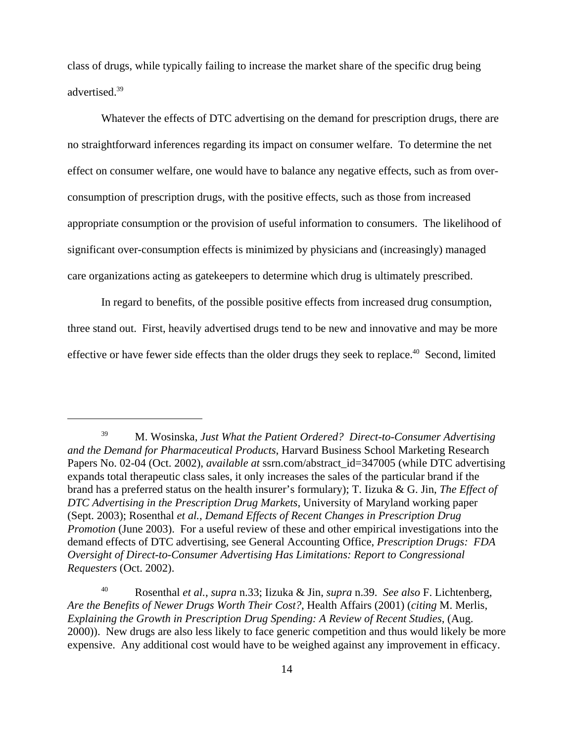class of drugs, while typically failing to increase the market share of the specific drug being advertised.[39]

Whatever the effects of DTC advertising on the demand for prescription drugs, there are no straightforward inferences regarding its impact on consumer welfare. To determine the net effect on consumer welfare, one would have to balance any negative effects, such as from over-consumption of prescription drugs, with the positive effects, such as those from increased appropriate consumption or the provision of useful information to consumers. The likelihood of significant over-consumption effects is minimized by physicians and (increasingly) managed care organizations acting as gatekeepers to determine which drug is ultimately prescribed.

In regard to benefits, of the possible positive effects from increased drug consumption, three stand out. First, heavily advertised drugs tend to be new and innovative and may be more effective or have fewer side effects than the older drugs they seek to replace.[40] Second, limited

---

[39] M. Wosinska, *Just What the Patient Ordered? Direct-to-Consumer Advertising and the Demand for Pharmaceutical Products*, Harvard Business School Marketing Research Papers No. 02-04 (Oct. 2002), *available at* ssrn.com/abstract_id=347005 (while DTC advertising expands total therapeutic class sales, it only increases the sales of the particular brand if the brand has a preferred status on the health insurer's formulary); T. Iizuka & G. Jin, *The Effect of DTC Advertising in the Prescription Drug Markets*, University of Maryland working paper (Sept. 2003); Rosenthal *et al.*, *Demand Effects of Recent Changes in Prescription Drug Promotion* (June 2003). For a useful review of these and other empirical investigations into the demand effects of DTC advertising, see General Accounting Office, *Prescription Drugs: FDA Oversight of Direct-to-Consumer Advertising Has Limitations: Report to Congressional Requesters* (Oct. 2002).

[40] Rosenthal *et al.*, *supra* n.33; Iizuka & Jin, *supra* n.39. *See also* F. Lichtenberg, *Are the Benefits of Newer Drugs Worth Their Cost?*, Health Affairs (2001) (*citing* M. Merlis, *Explaining the Growth in Prescription Drug Spending: A Review of Recent Studies*, (Aug. 2000)). New drugs are also less likely to face generic competition and thus would likely be more expensive. Any additional cost would have to be weighed against any improvement in efficacy.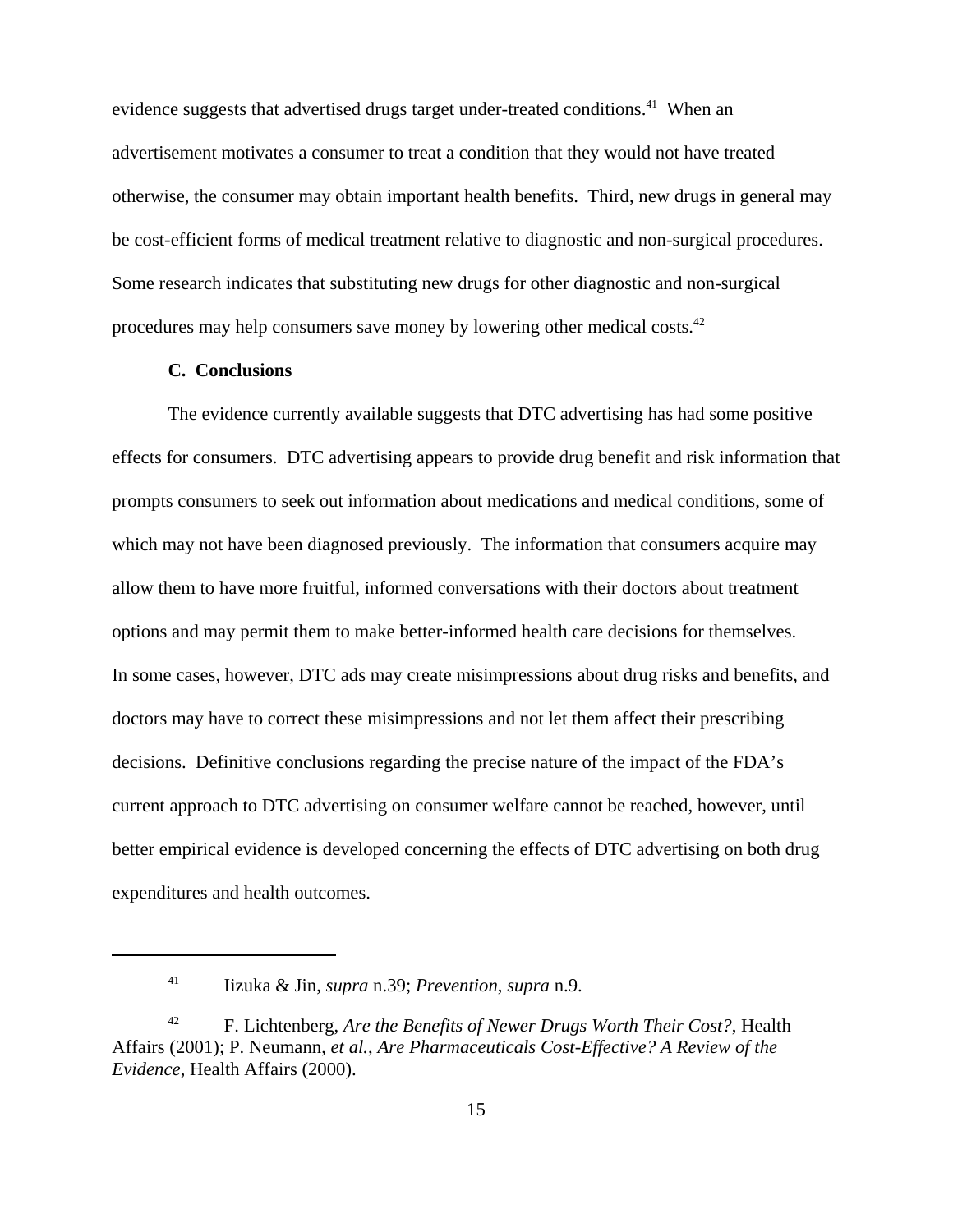evidence suggests that advertised drugs target under-treated conditions.[41] When an advertisement motivates a consumer to treat a condition that they would not have treated otherwise, the consumer may obtain important health benefits. Third, new drugs in general may be cost-efficient forms of medical treatment relative to diagnostic and non-surgical procedures. Some research indicates that substituting new drugs for other diagnostic and non-surgical procedures may help consumers save money by lowering other medical costs.[42]

### C. Conclusions

The evidence currently available suggests that DTC advertising has had some positive effects for consumers. DTC advertising appears to provide drug benefit and risk information that prompts consumers to seek out information about medications and medical conditions, some of which may not have been diagnosed previously. The information that consumers acquire may allow them to have more fruitful, informed conversations with their doctors about treatment options and may permit them to make better-informed health care decisions for themselves. In some cases, however, DTC ads may create misimpressions about drug risks and benefits, and doctors may have to correct these misimpressions and not let them affect their prescribing decisions. Definitive conclusions regarding the precise nature of the impact of the FDA's current approach to DTC advertising on consumer welfare cannot be reached, however, until better empirical evidence is developed concerning the effects of DTC advertising on both drug expenditures and health outcomes.

---

[41] Iizuka & Jin, *supra* n.39; *Prevention*, *supra* n.9.

[42] F. Lichtenberg, *Are the Benefits of Newer Drugs Worth Their Cost?*, Health Affairs (2001); P. Neumann, *et al.*, *Are Pharmaceuticals Cost-Effective? A Review of the Evidence*, Health Affairs (2000).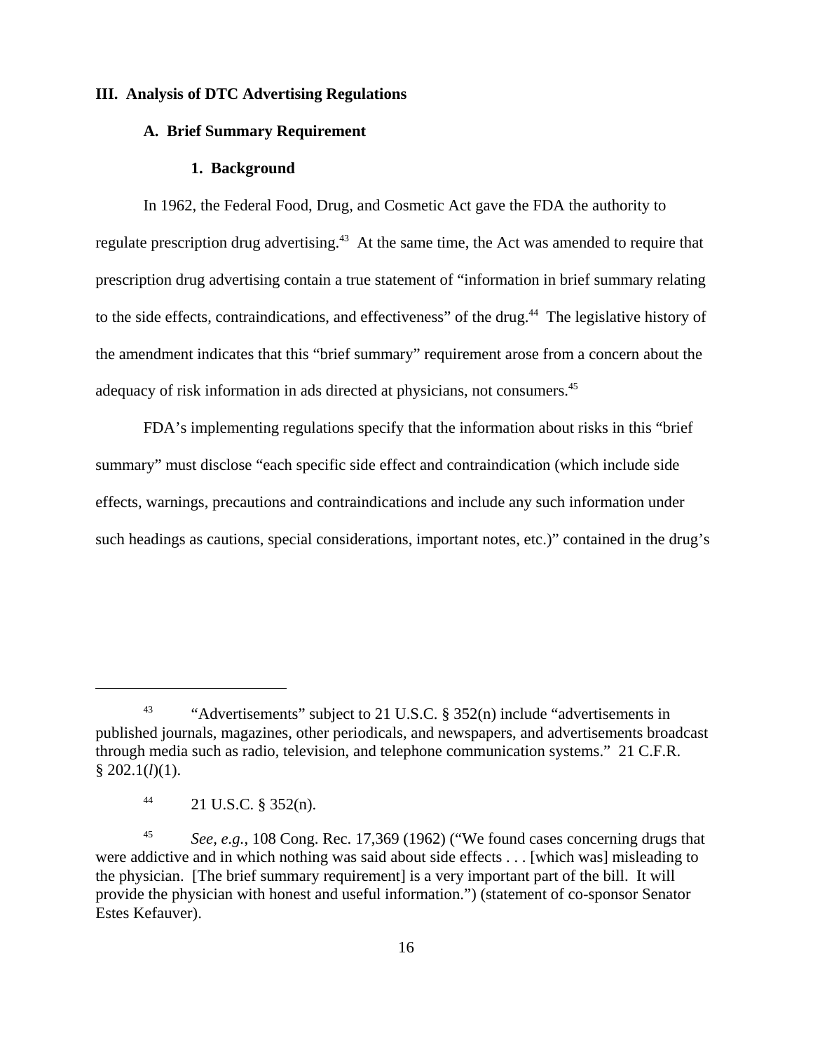## III. Analysis of DTC Advertising Regulations

### A. Brief Summary Requirement

#### 1. Background

In 1962, the Federal Food, Drug, and Cosmetic Act gave the FDA the authority to regulate prescription drug advertising.[43] At the same time, the Act was amended to require that prescription drug advertising contain a true statement of "information in brief summary relating to the side effects, contraindications, and effectiveness" of the drug.[44] The legislative history of the amendment indicates that this "brief summary" requirement arose from a concern about the adequacy of risk information in ads directed at physicians, not consumers.[45]

FDA's implementing regulations specify that the information about risks in this "brief summary" must disclose "each specific side effect and contraindication (which include side effects, warnings, precautions and contraindications and include any such information under such headings as cautions, special considerations, important notes, etc.)" contained in the drug's

---

[43] "Advertisements" subject to 21 U.S.C. § 352(n) include "advertisements in published journals, magazines, other periodicals, and newspapers, and advertisements broadcast through media such as radio, television, and telephone communication systems." 21 C.F.R. § 202.1(*l*)(1).

[44] 21 U.S.C. § 352(n).

[45] *See, e.g.*, 108 Cong. Rec. 17,369 (1962) ("We found cases concerning drugs that were addictive and in which nothing was said about side effects . . . [which was] misleading to the physician. [The brief summary requirement] is a very important part of the bill. It will provide the physician with honest and useful information.") (statement of co-sponsor Senator Estes Kefauver).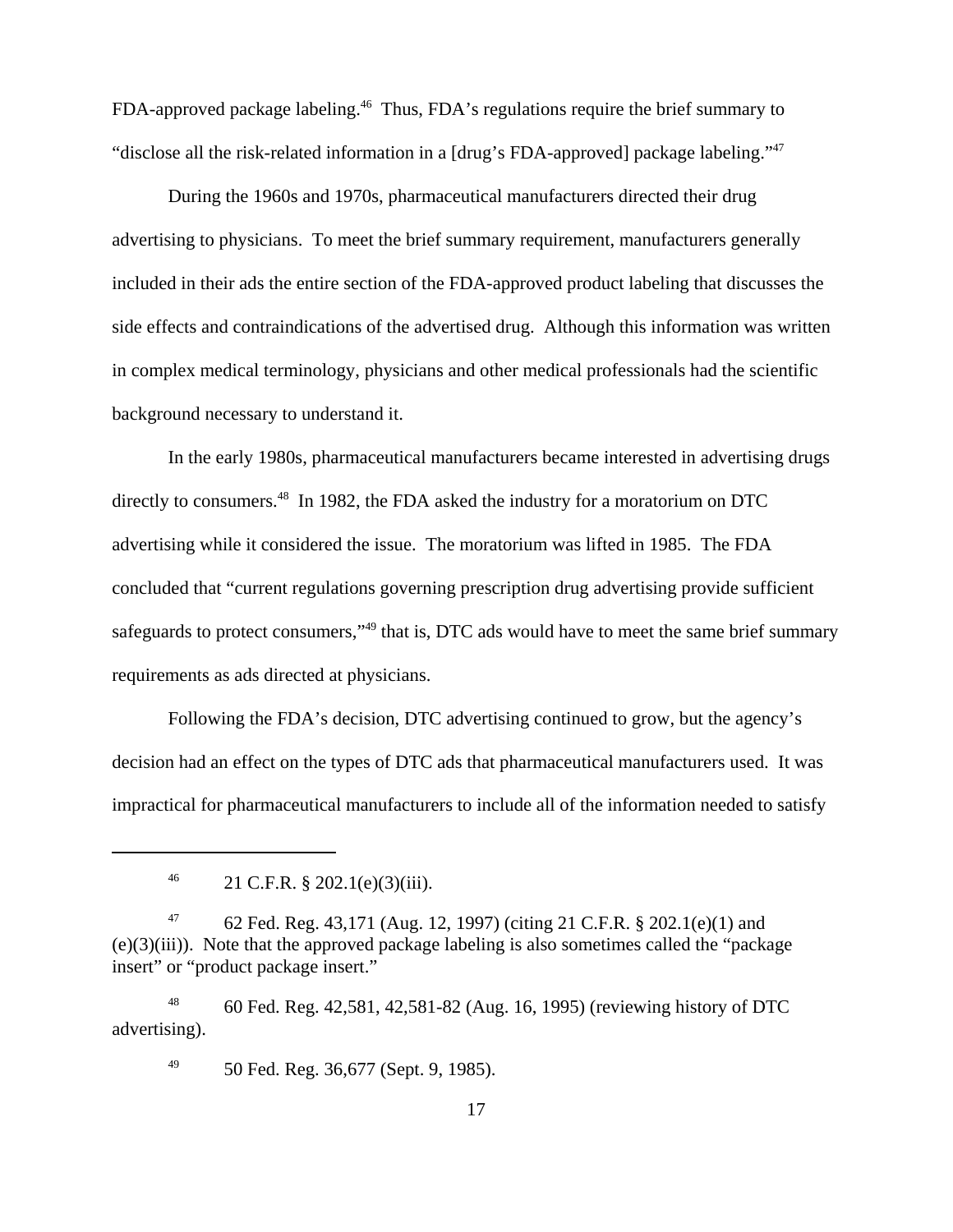FDA-approved package labeling.[46] Thus, FDA's regulations require the brief summary to "disclose all the risk-related information in a [drug's FDA-approved] package labeling."[47]

During the 1960s and 1970s, pharmaceutical manufacturers directed their drug advertising to physicians. To meet the brief summary requirement, manufacturers generally included in their ads the entire section of the FDA-approved product labeling that discusses the side effects and contraindications of the advertised drug. Although this information was written in complex medical terminology, physicians and other medical professionals had the scientific background necessary to understand it.

In the early 1980s, pharmaceutical manufacturers became interested in advertising drugs directly to consumers.[48] In 1982, the FDA asked the industry for a moratorium on DTC advertising while it considered the issue. The moratorium was lifted in 1985. The FDA concluded that "current regulations governing prescription drug advertising provide sufficient safeguards to protect consumers,"[49] that is, DTC ads would have to meet the same brief summary requirements as ads directed at physicians.

Following the FDA's decision, DTC advertising continued to grow, but the agency's decision had an effect on the types of DTC ads that pharmaceutical manufacturers used. It was impractical for pharmaceutical manufacturers to include all of the information needed to satisfy

---

[46] 21 C.F.R. § 202.1(e)(3)(iii).

[47] 62 Fed. Reg. 43,171 (Aug. 12, 1997) (citing 21 C.F.R. § 202.1(e)(1) and (e)(3)(iii)). Note that the approved package labeling is also sometimes called the "package insert" or "product package insert."

[48] 60 Fed. Reg. 42,581, 42,581-82 (Aug. 16, 1995) (reviewing history of DTC advertising).

[49] 50 Fed. Reg. 36,677 (Sept. 9, 1985).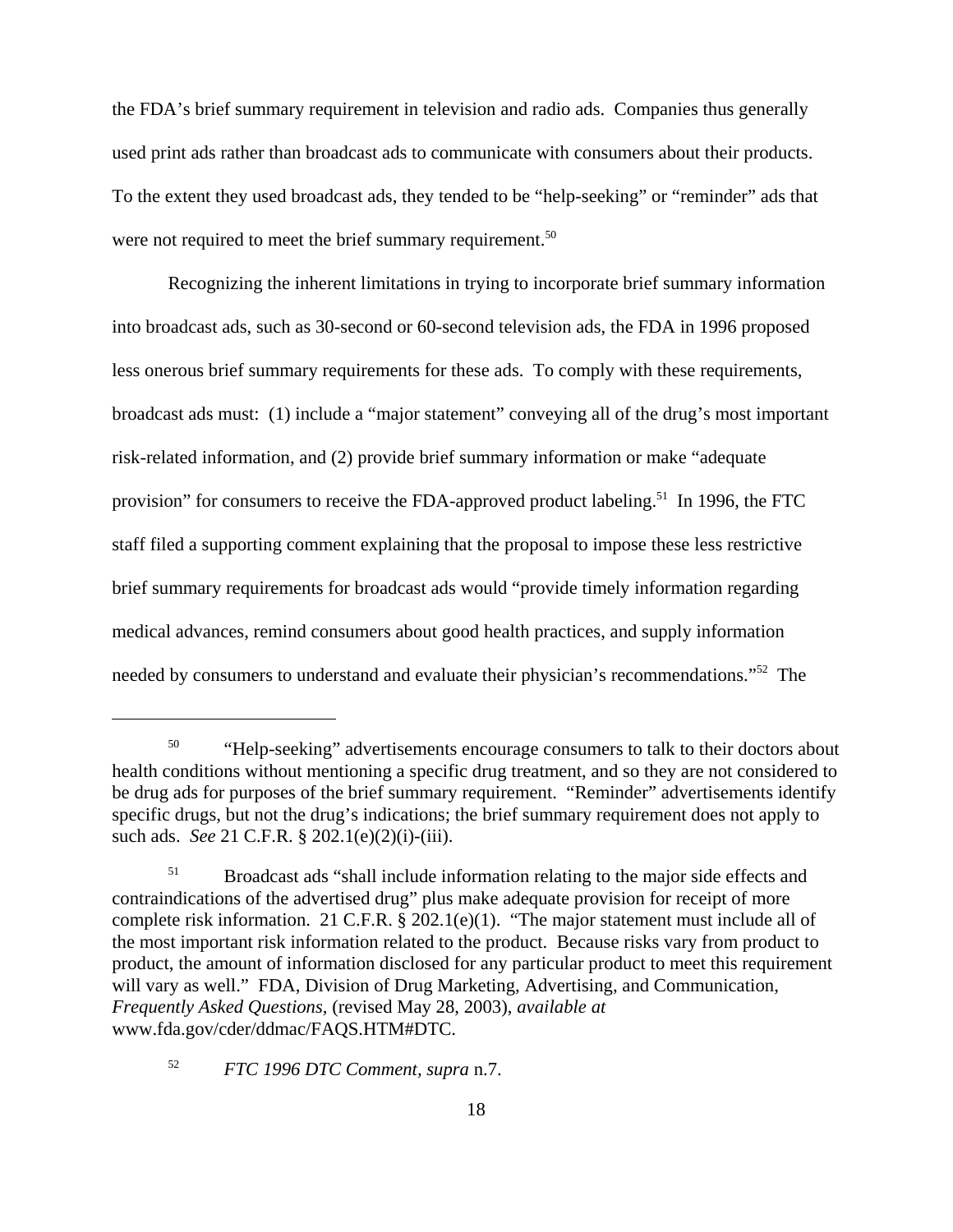the FDA's brief summary requirement in television and radio ads. Companies thus generally used print ads rather than broadcast ads to communicate with consumers about their products. To the extent they used broadcast ads, they tended to be "help-seeking" or "reminder" ads that were not required to meet the brief summary requirement.[50]

Recognizing the inherent limitations in trying to incorporate brief summary information into broadcast ads, such as 30-second or 60-second television ads, the FDA in 1996 proposed less onerous brief summary requirements for these ads. To comply with these requirements, broadcast ads must: (1) include a "major statement" conveying all of the drug's most important risk-related information, and (2) provide brief summary information or make "adequate provision" for consumers to receive the FDA-approved product labeling.[51] In 1996, the FTC staff filed a supporting comment explaining that the proposal to impose these less restrictive brief summary requirements for broadcast ads would "provide timely information regarding medical advances, remind consumers about good health practices, and supply information needed by consumers to understand and evaluate their physician's recommendations."[52] The

---

[50] "Help-seeking" advertisements encourage consumers to talk to their doctors about health conditions without mentioning a specific drug treatment, and so they are not considered to be drug ads for purposes of the brief summary requirement. "Reminder" advertisements identify specific drugs, but not the drug's indications; the brief summary requirement does not apply to such ads. *See* 21 C.F.R. § 202.1(e)(2)(i)-(iii).

[51] Broadcast ads "shall include information relating to the major side effects and contraindications of the advertised drug" plus make adequate provision for receipt of more complete risk information. 21 C.F.R. § 202.1(e)(1). "The major statement must include all of the most important risk information related to the product. Because risks vary from product to product, the amount of information disclosed for any particular product to meet this requirement will vary as well." FDA, Division of Drug Marketing, Advertising, and Communication, *Frequently Asked Questions*, (revised May 28, 2003), *available at* www.fda.gov/cder/ddmac/FAQS.HTM#DTC.

[52] *FTC 1996 DTC Comment*, *supra* n.7.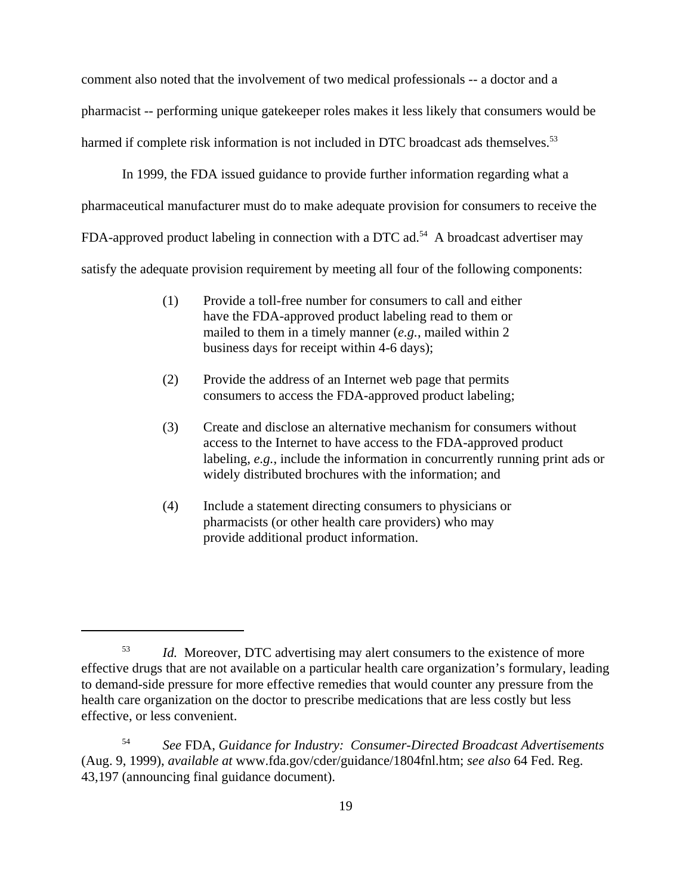comment also noted that the involvement of two medical professionals -- a doctor and a pharmacist -- performing unique gatekeeper roles makes it less likely that consumers would be harmed if complete risk information is not included in DTC broadcast ads themselves.[53]

In 1999, the FDA issued guidance to provide further information regarding what a pharmaceutical manufacturer must do to make adequate provision for consumers to receive the FDA-approved product labeling in connection with a DTC ad.[54] A broadcast advertiser may satisfy the adequate provision requirement by meeting all four of the following components:

(1) Provide a toll-free number for consumers to call and either have the FDA-approved product labeling read to them or mailed to them in a timely manner (*e.g.*, mailed within 2 business days for receipt within 4-6 days);

(2) Provide the address of an Internet web page that permits consumers to access the FDA-approved product labeling;

(3) Create and disclose an alternative mechanism for consumers without access to the Internet to have access to the FDA-approved product labeling, *e.g.*, include the information in concurrently running print ads or widely distributed brochures with the information; and

(4) Include a statement directing consumers to physicians or pharmacists (or other health care providers) who may provide additional product information.

---

[53] *Id.* Moreover, DTC advertising may alert consumers to the existence of more effective drugs that are not available on a particular health care organization's formulary, leading to demand-side pressure for more effective remedies that would counter any pressure from the health care organization on the doctor to prescribe medications that are less costly but less effective, or less convenient.

[54] *See* FDA, *Guidance for Industry: Consumer-Directed Broadcast Advertisements* (Aug. 9, 1999), *available at* www.fda.gov/cder/guidance/1804fnl.htm; *see also* 64 Fed. Reg. 43,197 (announcing final guidance document).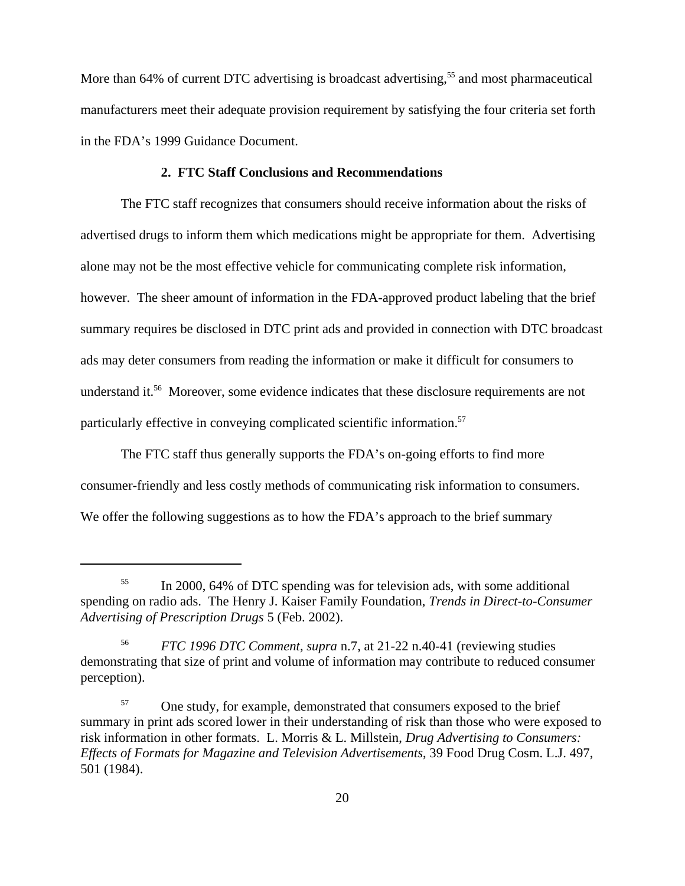More than 64% of current DTC advertising is broadcast advertising,[55] and most pharmaceutical manufacturers meet their adequate provision requirement by satisfying the four criteria set forth in the FDA's 1999 Guidance Document.

### 2. FTC Staff Conclusions and Recommendations

The FTC staff recognizes that consumers should receive information about the risks of advertised drugs to inform them which medications might be appropriate for them. Advertising alone may not be the most effective vehicle for communicating complete risk information, however. The sheer amount of information in the FDA-approved product labeling that the brief summary requires be disclosed in DTC print ads and provided in connection with DTC broadcast ads may deter consumers from reading the information or make it difficult for consumers to understand it.[56] Moreover, some evidence indicates that these disclosure requirements are not particularly effective in conveying complicated scientific information.[57]

The FTC staff thus generally supports the FDA's on-going efforts to find more consumer-friendly and less costly methods of communicating risk information to consumers. We offer the following suggestions as to how the FDA's approach to the brief summary

---

[55] In 2000, 64% of DTC spending was for television ads, with some additional spending on radio ads. The Henry J. Kaiser Family Foundation, *Trends in Direct-to-Consumer Advertising of Prescription Drugs* 5 (Feb. 2002).

[56] *FTC 1996 DTC Comment, supra* n.7, at 21-22 n.40-41 (reviewing studies demonstrating that size of print and volume of information may contribute to reduced consumer perception).

[57] One study, for example, demonstrated that consumers exposed to the brief summary in print ads scored lower in their understanding of risk than those who were exposed to risk information in other formats. L. Morris & L. Millstein, *Drug Advertising to Consumers: Effects of Formats for Magazine and Television Advertisements*, 39 Food Drug Cosm. L.J. 497, 501 (1984).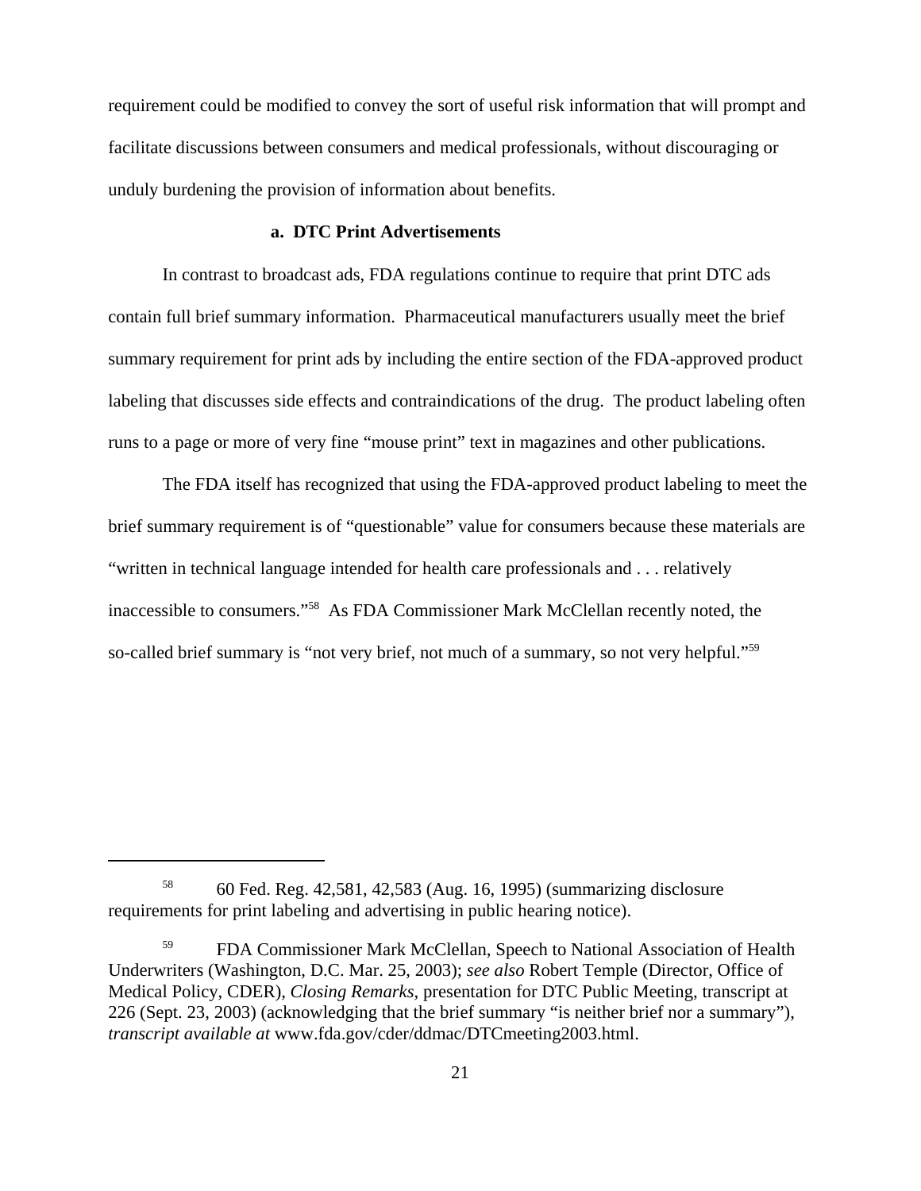requirement could be modified to convey the sort of useful risk information that will prompt and facilitate discussions between consumers and medical professionals, without discouraging or unduly burdening the provision of information about benefits.

### a. DTC Print Advertisements

In contrast to broadcast ads, FDA regulations continue to require that print DTC ads contain full brief summary information. Pharmaceutical manufacturers usually meet the brief summary requirement for print ads by including the entire section of the FDA-approved product labeling that discusses side effects and contraindications of the drug. The product labeling often runs to a page or more of very fine "mouse print" text in magazines and other publications.

The FDA itself has recognized that using the FDA-approved product labeling to meet the brief summary requirement is of "questionable" value for consumers because these materials are "written in technical language intended for health care professionals and . . . relatively inaccessible to consumers."[58] As FDA Commissioner Mark McClellan recently noted, the so-called brief summary is "not very brief, not much of a summary, so not very helpful."[59]

---

[58] 60 Fed. Reg. 42,581, 42,583 (Aug. 16, 1995) (summarizing disclosure requirements for print labeling and advertising in public hearing notice).

[59] FDA Commissioner Mark McClellan, Speech to National Association of Health Underwriters (Washington, D.C. Mar. 25, 2003); *see also* Robert Temple (Director, Office of Medical Policy, CDER), *Closing Remarks*, presentation for DTC Public Meeting, transcript at 226 (Sept. 23, 2003) (acknowledging that the brief summary "is neither brief nor a summary"), *transcript available at* www.fda.gov/cder/ddmac/DTCmeeting2003.html.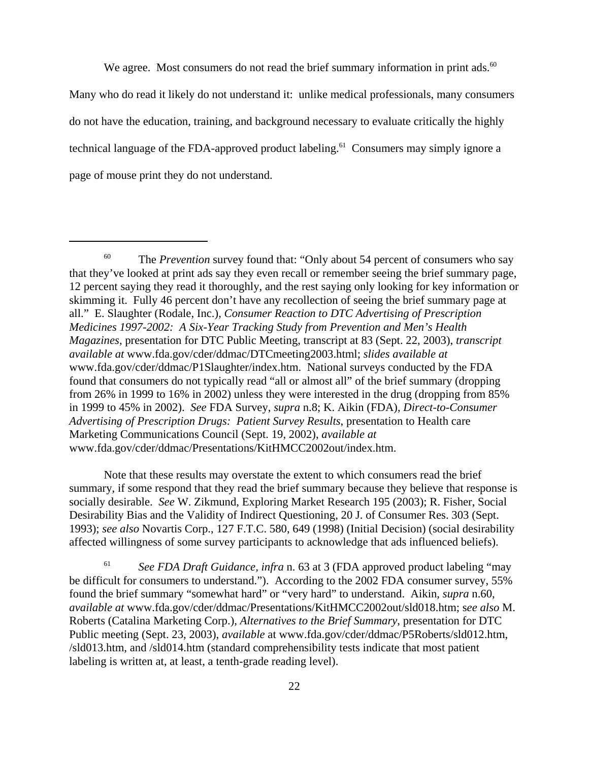We agree. Most consumers do not read the brief summary information in print ads.[60] Many who do read it likely do not understand it: unlike medical professionals, many consumers do not have the education, training, and background necessary to evaluate critically the highly technical language of the FDA-approved product labeling.[61] Consumers may simply ignore a page of mouse print they do not understand.

---

[60] The *Prevention* survey found that: "Only about 54 percent of consumers who say that they've looked at print ads say they even recall or remember seeing the brief summary page, 12 percent saying they read it thoroughly, and the rest saying only looking for key information or skimming it. Fully 46 percent don't have any recollection of seeing the brief summary page at all." E. Slaughter (Rodale, Inc.), *Consumer Reaction to DTC Advertising of Prescription Medicines 1997-2002: A Six-Year Tracking Study from Prevention and Men's Health Magazines*, presentation for DTC Public Meeting, transcript at 83 (Sept. 22, 2003), *transcript available at* www.fda.gov/cder/ddmac/DTCmeeting2003.html; *slides available at* www.fda.gov/cder/ddmac/P1Slaughter/index.htm. National surveys conducted by the FDA found that consumers do not typically read "all or almost all" of the brief summary (dropping from 26% in 1999 to 16% in 2002) unless they were interested in the drug (dropping from 85% in 1999 to 45% in 2002). *See* FDA Survey, *supra* n.8; K. Aikin (FDA), *Direct-to-Consumer Advertising of Prescription Drugs: Patient Survey Results*, presentation to Health care Marketing Communications Council (Sept. 19, 2002), *available at* www.fda.gov/cder/ddmac/Presentations/KitHMCC2002out/index.htm.

Note that these results may overstate the extent to which consumers read the brief summary, if some respond that they read the brief summary because they believe that response is socially desirable. *See* W. Zikmund, Exploring Market Research 195 (2003); R. Fisher, Social Desirability Bias and the Validity of Indirect Questioning, 20 J. of Consumer Res. 303 (Sept. 1993); *see also* Novartis Corp., 127 F.T.C. 580, 649 (1998) (Initial Decision) (social desirability affected willingness of some survey participants to acknowledge that ads influenced beliefs).

[61] *See FDA Draft Guidance*, *infra* n. 63 at 3 (FDA approved product labeling "may be difficult for consumers to understand."). According to the 2002 FDA consumer survey, 55% found the brief summary "somewhat hard" or "very hard" to understand. Aikin, *supra* n.60, *available at* www.fda.gov/cder/ddmac/Presentations/KitHMCC2002out/sld018.htm; s*ee also* M. Roberts (Catalina Marketing Corp.), *Alternatives to the Brief Summary*, presentation for DTC Public meeting (Sept. 23, 2003), *available* at www.fda.gov/cder/ddmac/P5Roberts/sld012.htm, /sld013.htm, and /sld014.htm (standard comprehensibility tests indicate that most patient labeling is written at, at least, a tenth-grade reading level).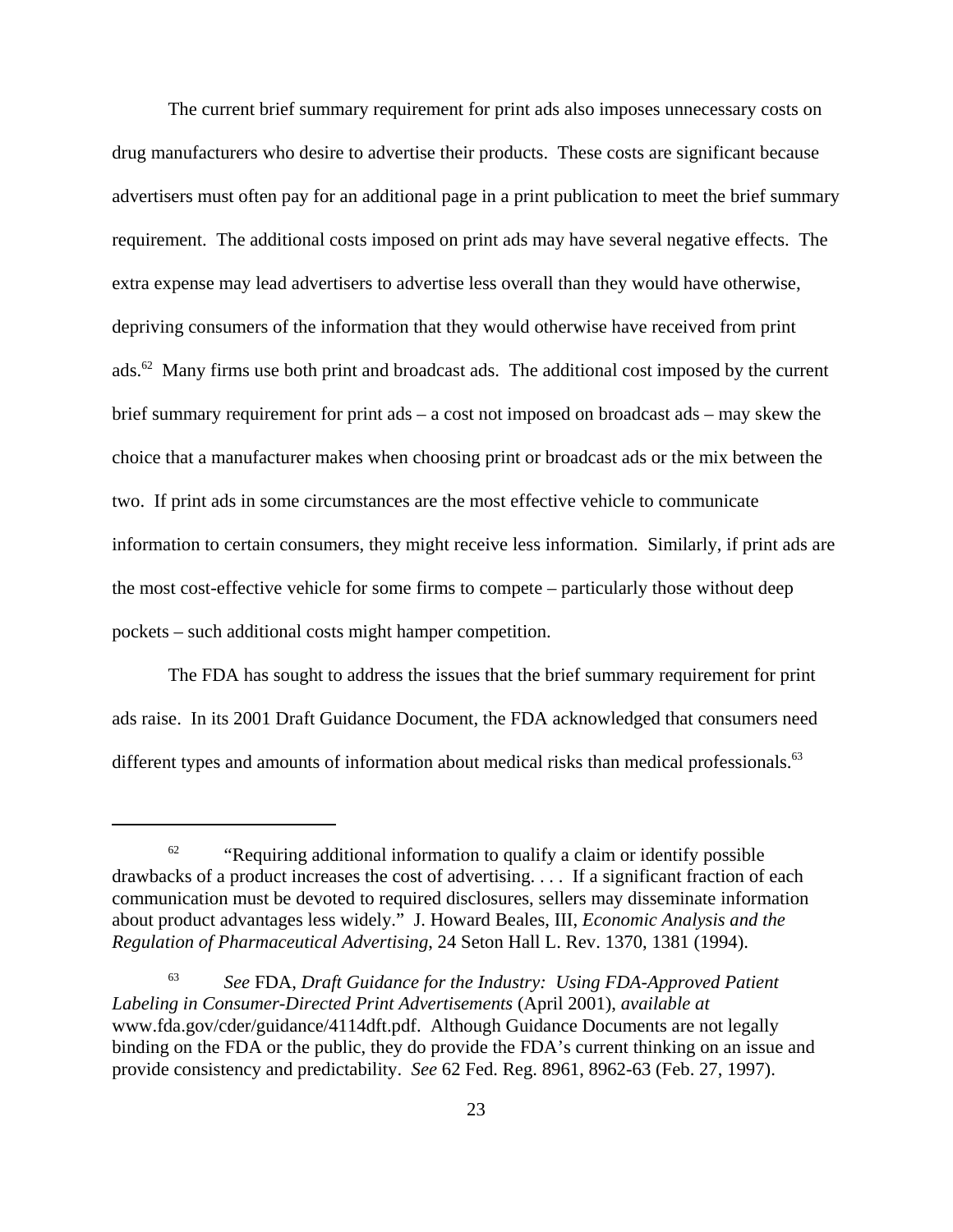The current brief summary requirement for print ads also imposes unnecessary costs on drug manufacturers who desire to advertise their products. These costs are significant because advertisers must often pay for an additional page in a print publication to meet the brief summary requirement. The additional costs imposed on print ads may have several negative effects. The extra expense may lead advertisers to advertise less overall than they would have otherwise, depriving consumers of the information that they would otherwise have received from print ads.[62] Many firms use both print and broadcast ads. The additional cost imposed by the current brief summary requirement for print ads – a cost not imposed on broadcast ads – may skew the choice that a manufacturer makes when choosing print or broadcast ads or the mix between the two. If print ads in some circumstances are the most effective vehicle to communicate information to certain consumers, they might receive less information. Similarly, if print ads are the most cost-effective vehicle for some firms to compete – particularly those without deep pockets – such additional costs might hamper competition.

The FDA has sought to address the issues that the brief summary requirement for print ads raise. In its 2001 Draft Guidance Document, the FDA acknowledged that consumers need different types and amounts of information about medical risks than medical professionals.[63]

---

[62] "Requiring additional information to qualify a claim or identify possible drawbacks of a product increases the cost of advertising. . . . If a significant fraction of each communication must be devoted to required disclosures, sellers may disseminate information about product advantages less widely." J. Howard Beales, III, *Economic Analysis and the Regulation of Pharmaceutical Advertising*, 24 Seton Hall L. Rev. 1370, 1381 (1994).

[63] *See* FDA, *Draft Guidance for the Industry: Using FDA-Approved Patient Labeling in Consumer-Directed Print Advertisements* (April 2001), *available at* www.fda.gov/cder/guidance/4114dft.pdf. Although Guidance Documents are not legally binding on the FDA or the public, they do provide the FDA's current thinking on an issue and provide consistency and predictability. *See* 62 Fed. Reg. 8961, 8962-63 (Feb. 27, 1997).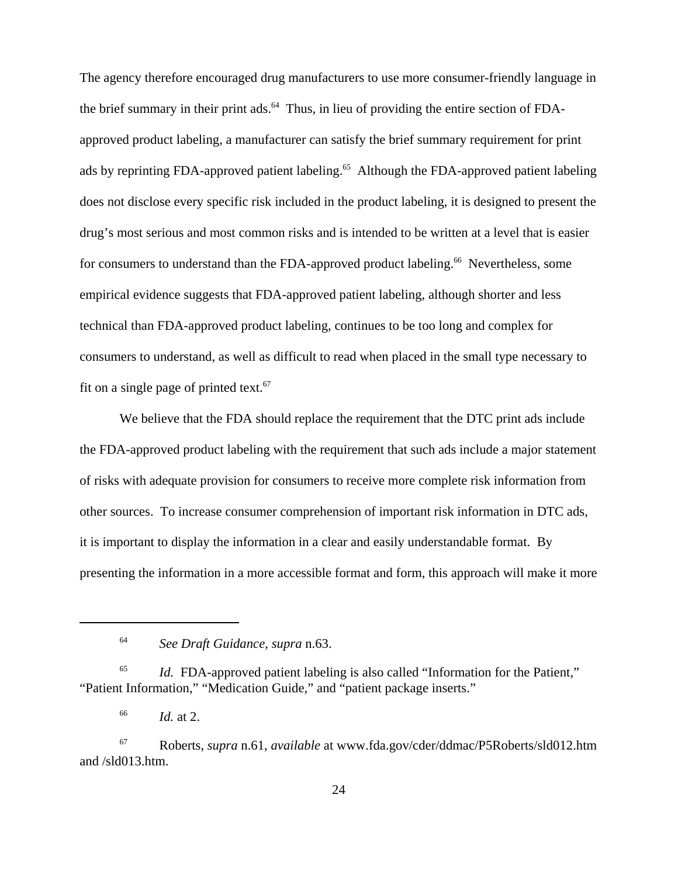The agency therefore encouraged drug manufacturers to use more consumer-friendly language in the brief summary in their print ads.[64] Thus, in lieu of providing the entire section of FDA-approved product labeling, a manufacturer can satisfy the brief summary requirement for print ads by reprinting FDA-approved patient labeling.[65] Although the FDA-approved patient labeling does not disclose every specific risk included in the product labeling, it is designed to present the drug's most serious and most common risks and is intended to be written at a level that is easier for consumers to understand than the FDA-approved product labeling.[66] Nevertheless, some empirical evidence suggests that FDA-approved patient labeling, although shorter and less technical than FDA-approved product labeling, continues to be too long and complex for consumers to understand, as well as difficult to read when placed in the small type necessary to fit on a single page of printed text.[67]

We believe that the FDA should replace the requirement that the DTC print ads include the FDA-approved product labeling with the requirement that such ads include a major statement of risks with adequate provision for consumers to receive more complete risk information from other sources. To increase consumer comprehension of important risk information in DTC ads, it is important to display the information in a clear and easily understandable format. By presenting the information in a more accessible format and form, this approach will make it more

---

[64] *See Draft Guidance*, *supra* n.63.

[65] *Id.* FDA-approved patient labeling is also called "Information for the Patient," "Patient Information," "Medication Guide," and "patient package inserts."

[66] *Id.* at 2.

[67] Roberts, *supra* n.61, *available* at www.fda.gov/cder/ddmac/P5Roberts/sld012.htm and /sld013.htm.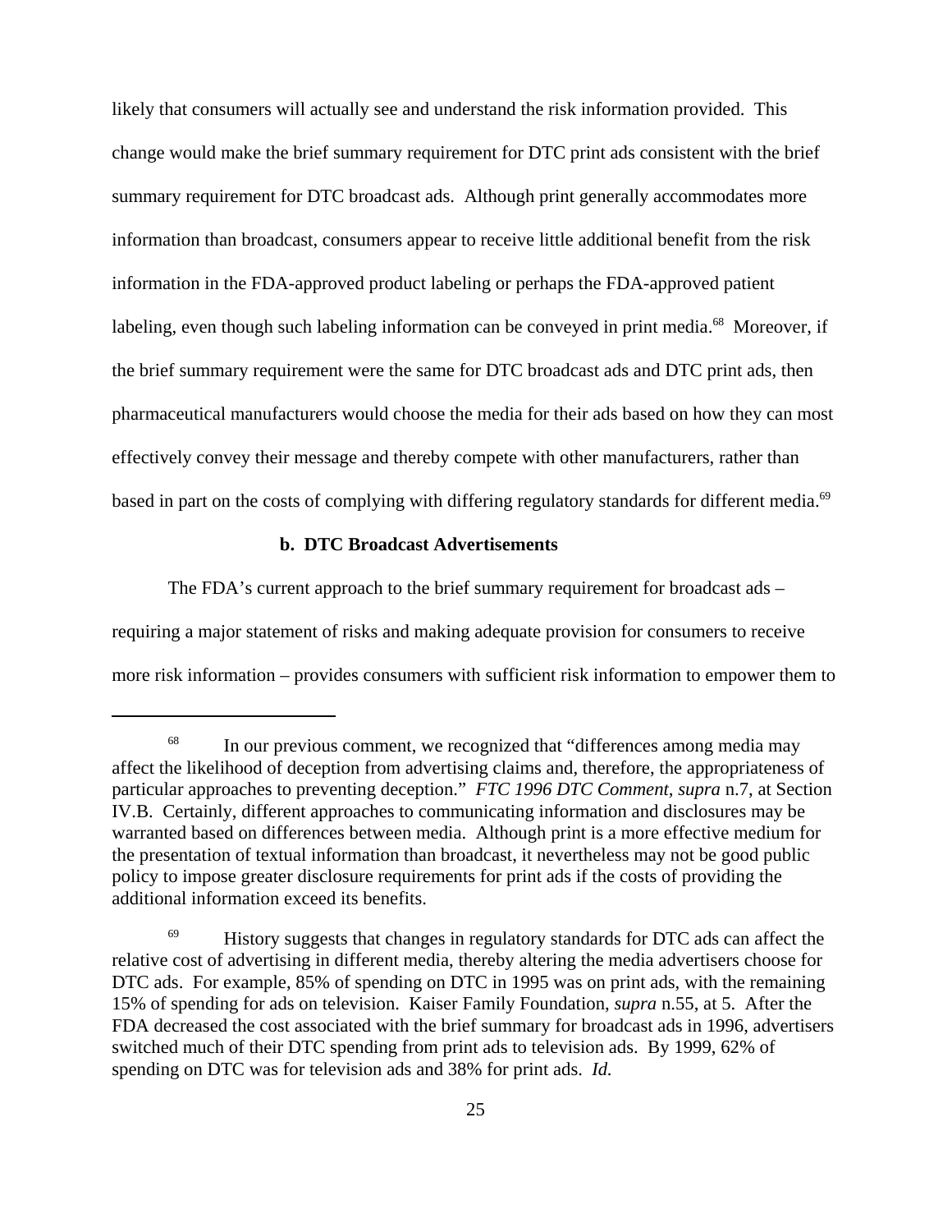likely that consumers will actually see and understand the risk information provided. This change would make the brief summary requirement for DTC print ads consistent with the brief summary requirement for DTC broadcast ads. Although print generally accommodates more information than broadcast, consumers appear to receive little additional benefit from the risk information in the FDA-approved product labeling or perhaps the FDA-approved patient labeling, even though such labeling information can be conveyed in print media.[68] Moreover, if the brief summary requirement were the same for DTC broadcast ads and DTC print ads, then pharmaceutical manufacturers would choose the media for their ads based on how they can most effectively convey their message and thereby compete with other manufacturers, rather than based in part on the costs of complying with differing regulatory standards for different media.[69]

**b. DTC Broadcast Advertisements**

The FDA's current approach to the brief summary requirement for broadcast ads – requiring a major statement of risks and making adequate provision for consumers to receive more risk information – provides consumers with sufficient risk information to empower them to

---

[68] In our previous comment, we recognized that "differences among media may affect the likelihood of deception from advertising claims and, therefore, the appropriateness of particular approaches to preventing deception." *FTC 1996 DTC Comment, supra* n.7, at Section IV.B. Certainly, different approaches to communicating information and disclosures may be warranted based on differences between media. Although print is a more effective medium for the presentation of textual information than broadcast, it nevertheless may not be good public policy to impose greater disclosure requirements for print ads if the costs of providing the additional information exceed its benefits.

[69] History suggests that changes in regulatory standards for DTC ads can affect the relative cost of advertising in different media, thereby altering the media advertisers choose for DTC ads. For example, 85% of spending on DTC in 1995 was on print ads, with the remaining 15% of spending for ads on television. Kaiser Family Foundation, *supra* n.55, at 5. After the FDA decreased the cost associated with the brief summary for broadcast ads in 1996, advertisers switched much of their DTC spending from print ads to television ads. By 1999, 62% of spending on DTC was for television ads and 38% for print ads. *Id.*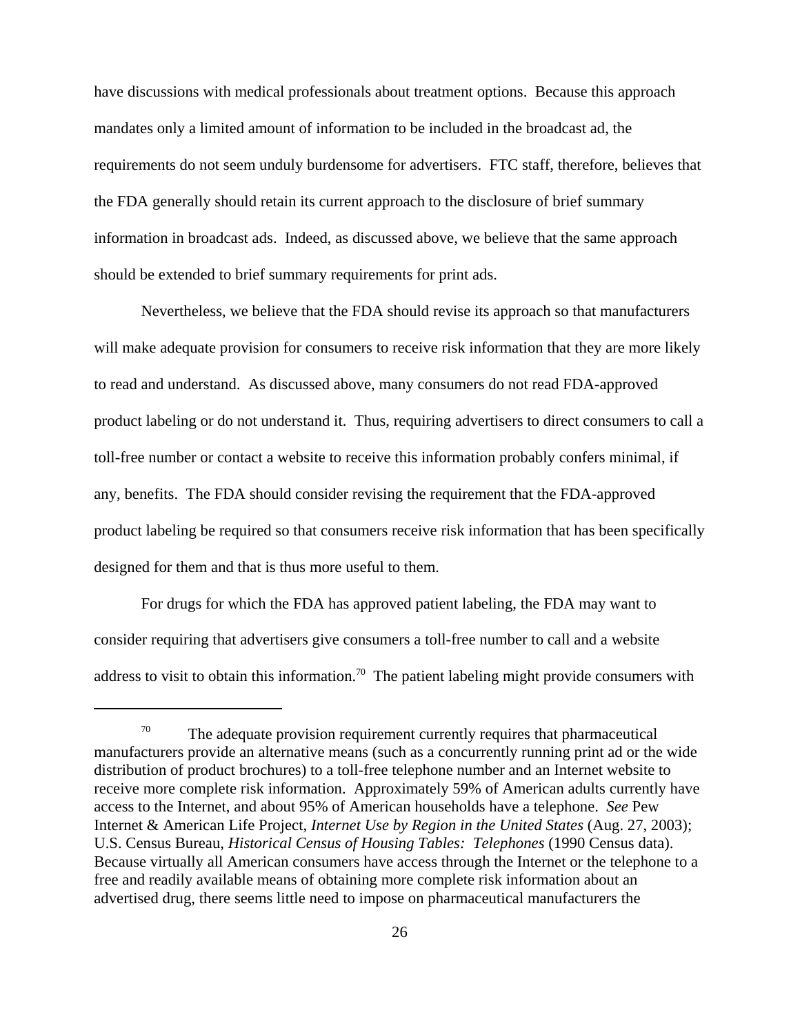have discussions with medical professionals about treatment options. Because this approach mandates only a limited amount of information to be included in the broadcast ad, the requirements do not seem unduly burdensome for advertisers. FTC staff, therefore, believes that the FDA generally should retain its current approach to the disclosure of brief summary information in broadcast ads. Indeed, as discussed above, we believe that the same approach should be extended to brief summary requirements for print ads.

Nevertheless, we believe that the FDA should revise its approach so that manufacturers will make adequate provision for consumers to receive risk information that they are more likely to read and understand. As discussed above, many consumers do not read FDA-approved product labeling or do not understand it. Thus, requiring advertisers to direct consumers to call a toll-free number or contact a website to receive this information probably confers minimal, if any, benefits. The FDA should consider revising the requirement that the FDA-approved product labeling be required so that consumers receive risk information that has been specifically designed for them and that is thus more useful to them.

For drugs for which the FDA has approved patient labeling, the FDA may want to consider requiring that advertisers give consumers a toll-free number to call and a website address to visit to obtain this information.[70] The patient labeling might provide consumers with

---

[70] The adequate provision requirement currently requires that pharmaceutical manufacturers provide an alternative means (such as a concurrently running print ad or the wide distribution of product brochures) to a toll-free telephone number and an Internet website to receive more complete risk information. Approximately 59% of American adults currently have access to the Internet, and about 95% of American households have a telephone. *See* Pew Internet & American Life Project, *Internet Use by Region in the United States* (Aug. 27, 2003); U.S. Census Bureau, *Historical Census of Housing Tables: Telephones* (1990 Census data). Because virtually all American consumers have access through the Internet or the telephone to a free and readily available means of obtaining more complete risk information about an advertised drug, there seems little need to impose on pharmaceutical manufacturers the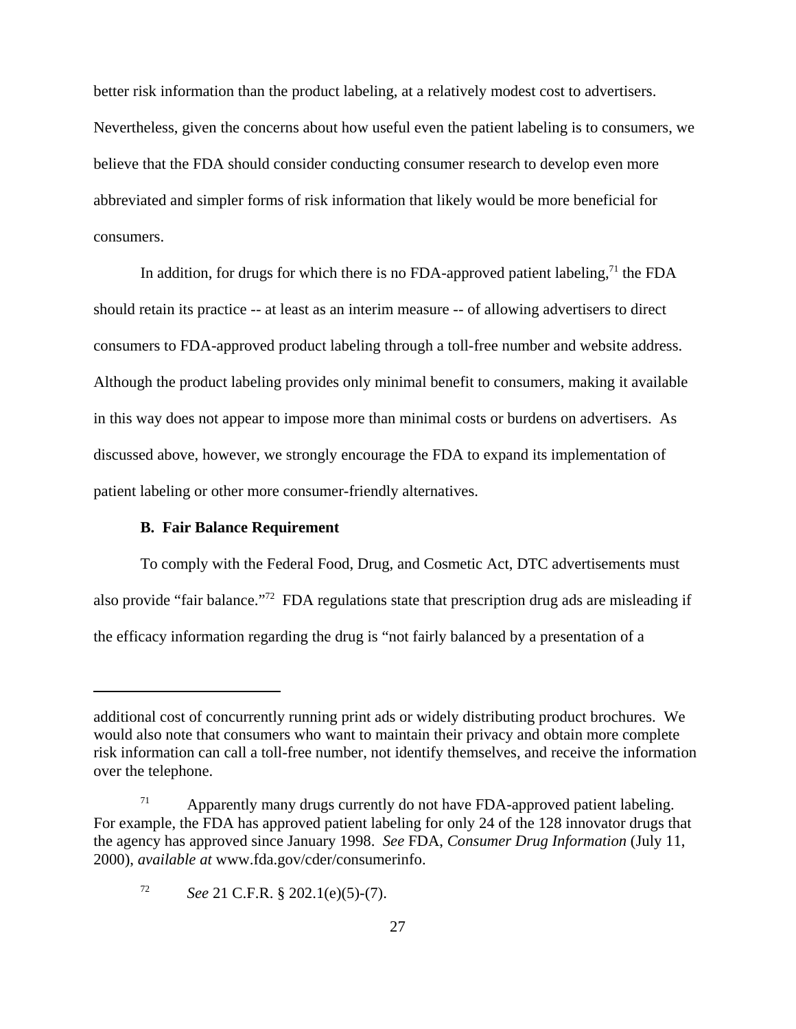better risk information than the product labeling, at a relatively modest cost to advertisers. Nevertheless, given the concerns about how useful even the patient labeling is to consumers, we believe that the FDA should consider conducting consumer research to develop even more abbreviated and simpler forms of risk information that likely would be more beneficial for consumers.

In addition, for drugs for which there is no FDA-approved patient labeling,[71] the FDA should retain its practice -- at least as an interim measure -- of allowing advertisers to direct consumers to FDA-approved product labeling through a toll-free number and website address. Although the product labeling provides only minimal benefit to consumers, making it available in this way does not appear to impose more than minimal costs or burdens on advertisers. As discussed above, however, we strongly encourage the FDA to expand its implementation of patient labeling or other more consumer-friendly alternatives.

### B. Fair Balance Requirement

To comply with the Federal Food, Drug, and Cosmetic Act, DTC advertisements must also provide "fair balance."[72] FDA regulations state that prescription drug ads are misleading if the efficacy information regarding the drug is "not fairly balanced by a presentation of a

---

additional cost of concurrently running print ads or widely distributing product brochures. We would also note that consumers who want to maintain their privacy and obtain more complete risk information can call a toll-free number, not identify themselves, and receive the information over the telephone.

[71] Apparently many drugs currently do not have FDA-approved patient labeling. For example, the FDA has approved patient labeling for only 24 of the 128 innovator drugs that the agency has approved since January 1998. *See* FDA, *Consumer Drug Information* (July 11, 2000), *available at* www.fda.gov/cder/consumerinfo.

[72] *See* 21 C.F.R. § 202.1(e)(5)-(7).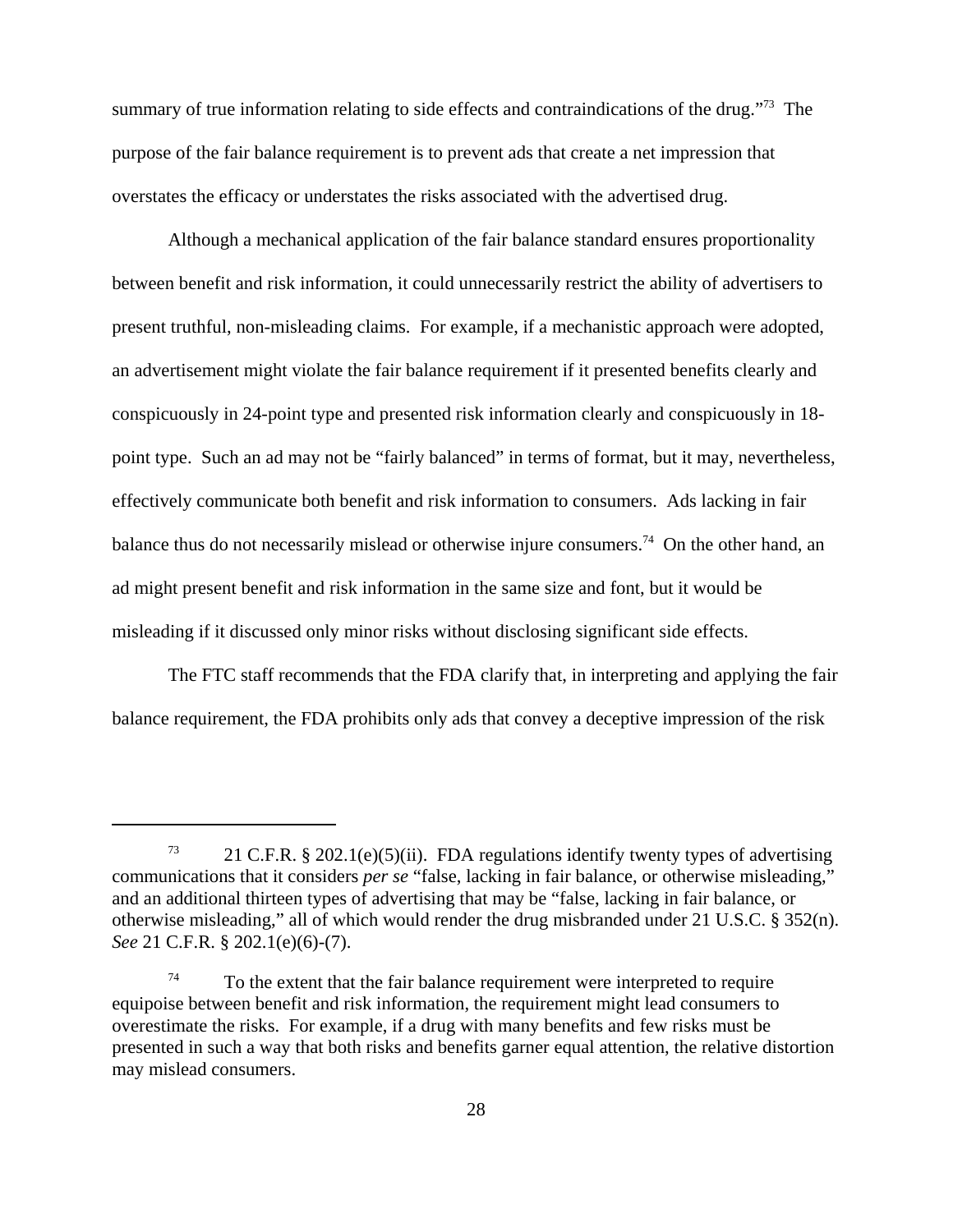summary of true information relating to side effects and contraindications of the drug."[73] The purpose of the fair balance requirement is to prevent ads that create a net impression that overstates the efficacy or understates the risks associated with the advertised drug.

Although a mechanical application of the fair balance standard ensures proportionality between benefit and risk information, it could unnecessarily restrict the ability of advertisers to present truthful, non-misleading claims. For example, if a mechanistic approach were adopted, an advertisement might violate the fair balance requirement if it presented benefits clearly and conspicuously in 24-point type and presented risk information clearly and conspicuously in 18-point type. Such an ad may not be "fairly balanced" in terms of format, but it may, nevertheless, effectively communicate both benefit and risk information to consumers. Ads lacking in fair balance thus do not necessarily mislead or otherwise injure consumers.[74] On the other hand, an ad might present benefit and risk information in the same size and font, but it would be misleading if it discussed only minor risks without disclosing significant side effects.

The FTC staff recommends that the FDA clarify that, in interpreting and applying the fair balance requirement, the FDA prohibits only ads that convey a deceptive impression of the risk

---

[73] 21 C.F.R. § 202.1(e)(5)(ii). FDA regulations identify twenty types of advertising communications that it considers *per se* "false, lacking in fair balance, or otherwise misleading," and an additional thirteen types of advertising that may be "false, lacking in fair balance, or otherwise misleading," all of which would render the drug misbranded under 21 U.S.C. § 352(n). *See* 21 C.F.R. § 202.1(e)(6)-(7).

[74] To the extent that the fair balance requirement were interpreted to require equipoise between benefit and risk information, the requirement might lead consumers to overestimate the risks. For example, if a drug with many benefits and few risks must be presented in such a way that both risks and benefits garner equal attention, the relative distortion may mislead consumers.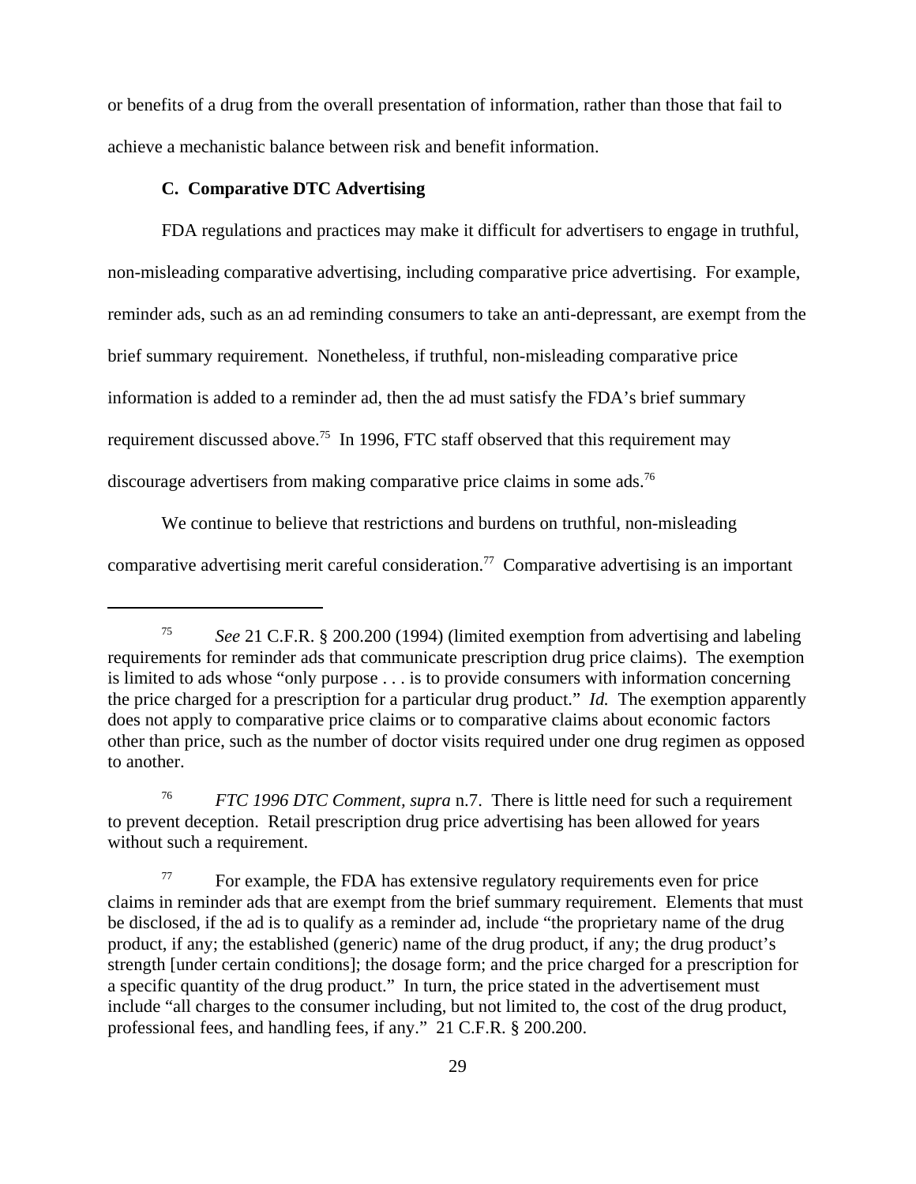or benefits of a drug from the overall presentation of information, rather than those that fail to achieve a mechanistic balance between risk and benefit information.

### C. Comparative DTC Advertising

FDA regulations and practices may make it difficult for advertisers to engage in truthful, non-misleading comparative advertising, including comparative price advertising. For example, reminder ads, such as an ad reminding consumers to take an anti-depressant, are exempt from the brief summary requirement. Nonetheless, if truthful, non-misleading comparative price information is added to a reminder ad, then the ad must satisfy the FDA's brief summary requirement discussed above.[75] In 1996, FTC staff observed that this requirement may discourage advertisers from making comparative price claims in some ads.[76]

We continue to believe that restrictions and burdens on truthful, non-misleading comparative advertising merit careful consideration.[77] Comparative advertising is an important

---

[75] *See* 21 C.F.R. § 200.200 (1994) (limited exemption from advertising and labeling requirements for reminder ads that communicate prescription drug price claims). The exemption is limited to ads whose "only purpose . . . is to provide consumers with information concerning the price charged for a prescription for a particular drug product." *Id.* The exemption apparently does not apply to comparative price claims or to comparative claims about economic factors other than price, such as the number of doctor visits required under one drug regimen as opposed to another.

[76] *FTC 1996 DTC Comment*, *supra* n.7. There is little need for such a requirement to prevent deception. Retail prescription drug price advertising has been allowed for years without such a requirement.

[77] For example, the FDA has extensive regulatory requirements even for price claims in reminder ads that are exempt from the brief summary requirement. Elements that must be disclosed, if the ad is to qualify as a reminder ad, include "the proprietary name of the drug product, if any; the established (generic) name of the drug product, if any; the drug product's strength [under certain conditions]; the dosage form; and the price charged for a prescription for a specific quantity of the drug product." In turn, the price stated in the advertisement must include "all charges to the consumer including, but not limited to, the cost of the drug product, professional fees, and handling fees, if any." 21 C.F.R. § 200.200.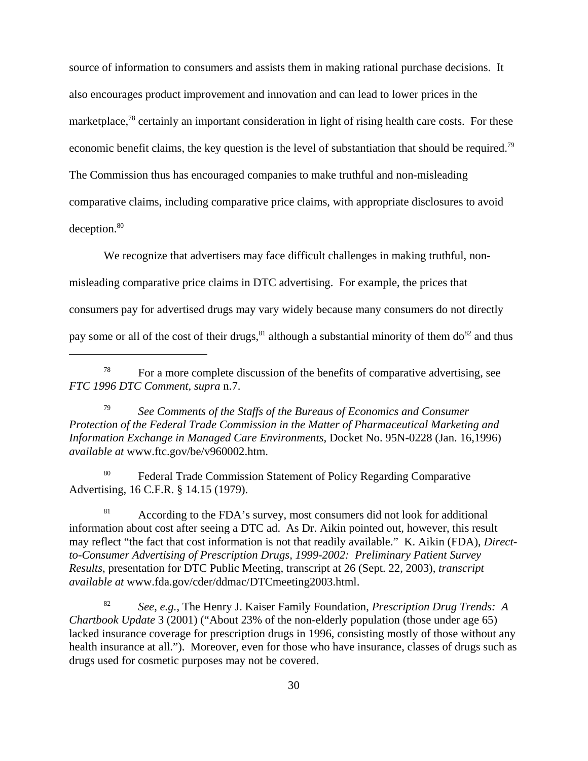source of information to consumers and assists them in making rational purchase decisions. It also encourages product improvement and innovation and can lead to lower prices in the marketplace,[78] certainly an important consideration in light of rising health care costs. For these economic benefit claims, the key question is the level of substantiation that should be required.[79] The Commission thus has encouraged companies to make truthful and non-misleading comparative claims, including comparative price claims, with appropriate disclosures to avoid deception.[80]

We recognize that advertisers may face difficult challenges in making truthful, non-misleading comparative price claims in DTC advertising. For example, the prices that consumers pay for advertised drugs may vary widely because many consumers do not directly pay some or all of the cost of their drugs,[81] although a substantial minority of them do[82] and thus

---

[78] For a more complete discussion of the benefits of comparative advertising, see *FTC 1996 DTC Comment, supra* n.7.

[79] *See Comments of the Staffs of the Bureaus of Economics and Consumer Protection of the Federal Trade Commission in the Matter of Pharmaceutical Marketing and Information Exchange in Managed Care Environments*, Docket No. 95N-0228 (Jan. 16,1996) *available at* www.ftc.gov/be/v960002.htm.

[80] Federal Trade Commission Statement of Policy Regarding Comparative Advertising, 16 C.F.R. § 14.15 (1979).

[81] According to the FDA's survey, most consumers did not look for additional information about cost after seeing a DTC ad. As Dr. Aikin pointed out, however, this result may reflect "the fact that cost information is not that readily available." K. Aikin (FDA), *Direct-to-Consumer Advertising of Prescription Drugs, 1999-2002: Preliminary Patient Survey Results*, presentation for DTC Public Meeting, transcript at 26 (Sept. 22, 2003), *transcript available at* www.fda.gov/cder/ddmac/DTCmeeting2003.html.

[82] *See, e.g.*, The Henry J. Kaiser Family Foundation, *Prescription Drug Trends: A Chartbook Update* 3 (2001) ("About 23% of the non-elderly population (those under age 65) lacked insurance coverage for prescription drugs in 1996, consisting mostly of those without any health insurance at all."). Moreover, even for those who have insurance, classes of drugs such as drugs used for cosmetic purposes may not be covered.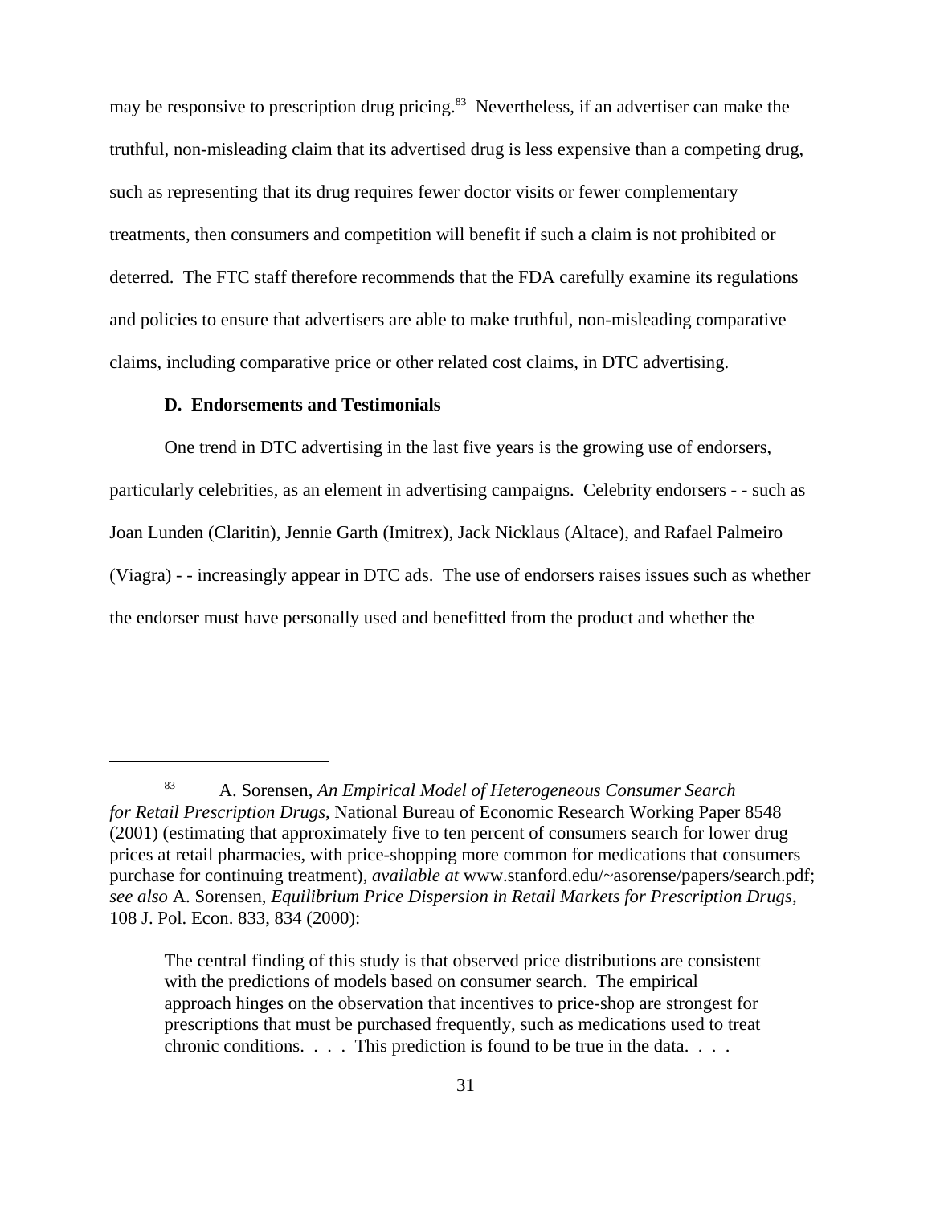may be responsive to prescription drug pricing.[83] Nevertheless, if an advertiser can make the truthful, non-misleading claim that its advertised drug is less expensive than a competing drug, such as representing that its drug requires fewer doctor visits or fewer complementary treatments, then consumers and competition will benefit if such a claim is not prohibited or deterred. The FTC staff therefore recommends that the FDA carefully examine its regulations and policies to ensure that advertisers are able to make truthful, non-misleading comparative claims, including comparative price or other related cost claims, in DTC advertising.

**D. Endorsements and Testimonials**

One trend in DTC advertising in the last five years is the growing use of endorsers, particularly celebrities, as an element in advertising campaigns. Celebrity endorsers - - such as Joan Lunden (Claritin), Jennie Garth (Imitrex), Jack Nicklaus (Altace), and Rafael Palmeiro (Viagra) - - increasingly appear in DTC ads. The use of endorsers raises issues such as whether the endorser must have personally used and benefitted from the product and whether the

---

[83] A. Sorensen, *An Empirical Model of Heterogeneous Consumer Search for Retail Prescription Drugs*, National Bureau of Economic Research Working Paper 8548 (2001) (estimating that approximately five to ten percent of consumers search for lower drug prices at retail pharmacies, with price-shopping more common for medications that consumers purchase for continuing treatment), *available at* www.stanford.edu/~asorense/papers/search.pdf; *see also* A. Sorensen, *Equilibrium Price Dispersion in Retail Markets for Prescription Drugs*, 108 J. Pol. Econ. 833, 834 (2000):

> The central finding of this study is that observed price distributions are consistent with the predictions of models based on consumer search. The empirical approach hinges on the observation that incentives to price-shop are strongest for prescriptions that must be purchased frequently, such as medications used to treat chronic conditions. . . . This prediction is found to be true in the data. . . .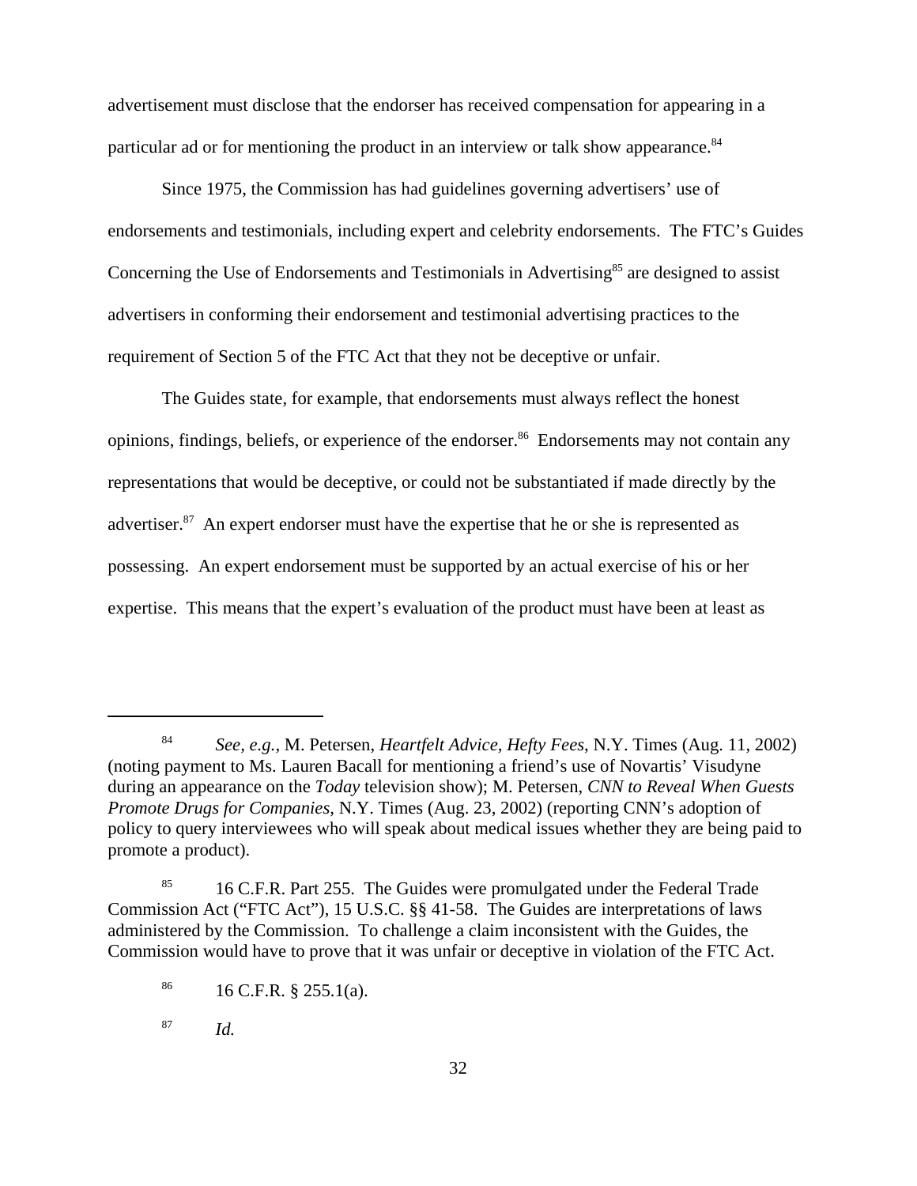advertisement must disclose that the endorser has received compensation for appearing in a particular ad or for mentioning the product in an interview or talk show appearance.[84]

Since 1975, the Commission has had guidelines governing advertisers' use of endorsements and testimonials, including expert and celebrity endorsements. The FTC's Guides Concerning the Use of Endorsements and Testimonials in Advertising[85] are designed to assist advertisers in conforming their endorsement and testimonial advertising practices to the requirement of Section 5 of the FTC Act that they not be deceptive or unfair.

The Guides state, for example, that endorsements must always reflect the honest opinions, findings, beliefs, or experience of the endorser.[86] Endorsements may not contain any representations that would be deceptive, or could not be substantiated if made directly by the advertiser.[87] An expert endorser must have the expertise that he or she is represented as possessing. An expert endorsement must be supported by an actual exercise of his or her expertise. This means that the expert's evaluation of the product must have been at least as

---

[84] *See, e.g.*, M. Petersen, *Heartfelt Advice, Hefty Fees*, N.Y. Times (Aug. 11, 2002) (noting payment to Ms. Lauren Bacall for mentioning a friend's use of Novartis' Visudyne during an appearance on the *Today* television show); M. Petersen, *CNN to Reveal When Guests Promote Drugs for Companies*, N.Y. Times (Aug. 23, 2002) (reporting CNN's adoption of policy to query interviewees who will speak about medical issues whether they are being paid to promote a product).

[85] 16 C.F.R. Part 255. The Guides were promulgated under the Federal Trade Commission Act ("FTC Act"), 15 U.S.C. §§ 41-58. The Guides are interpretations of laws administered by the Commission. To challenge a claim inconsistent with the Guides, the Commission would have to prove that it was unfair or deceptive in violation of the FTC Act.

[86] 16 C.F.R. § 255.1(a).

[87] *Id.*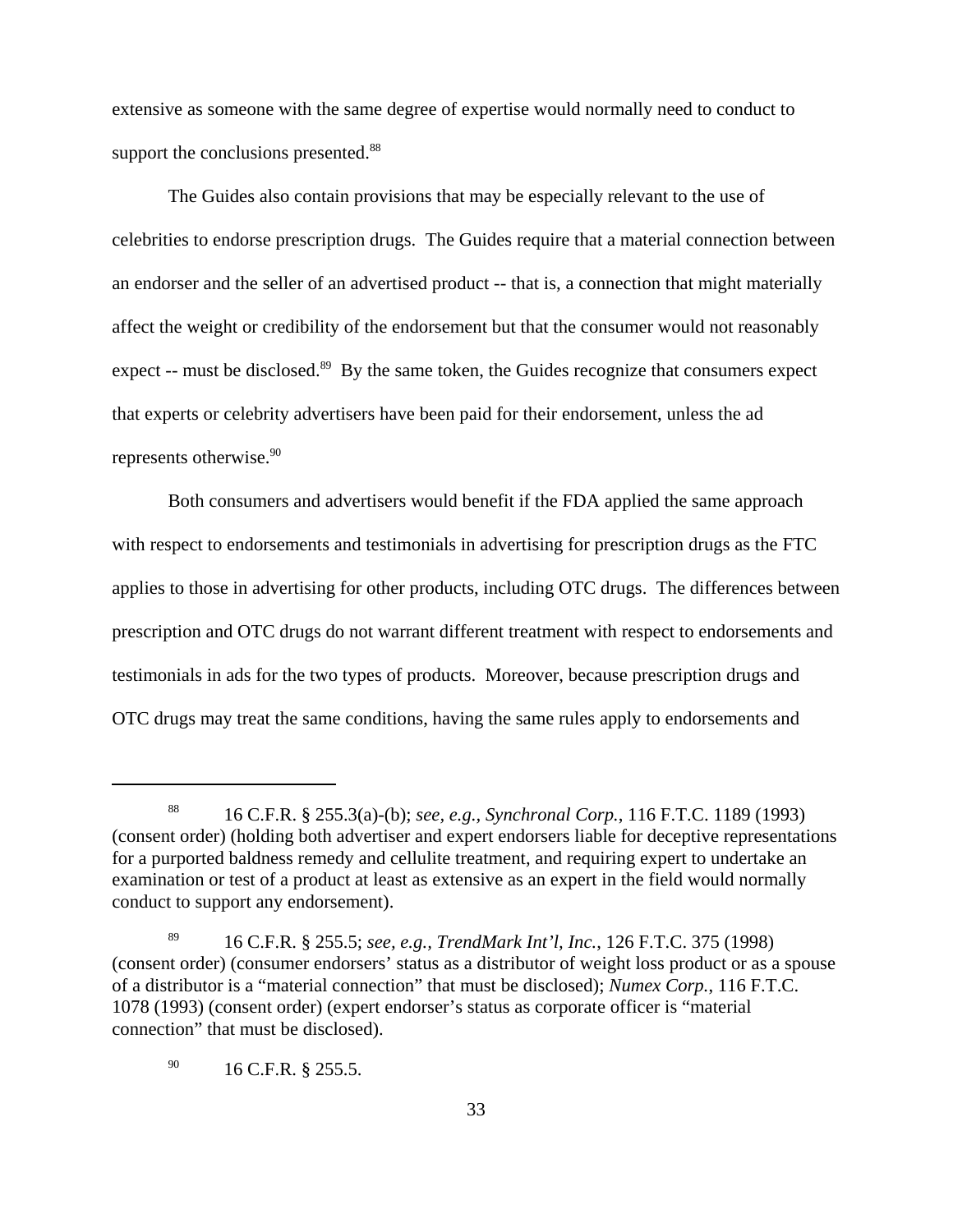extensive as someone with the same degree of expertise would normally need to conduct to support the conclusions presented.[88]

The Guides also contain provisions that may be especially relevant to the use of celebrities to endorse prescription drugs. The Guides require that a material connection between an endorser and the seller of an advertised product -- that is, a connection that might materially affect the weight or credibility of the endorsement but that the consumer would not reasonably expect -- must be disclosed.[89] By the same token, the Guides recognize that consumers expect that experts or celebrity advertisers have been paid for their endorsement, unless the ad represents otherwise.[90]

Both consumers and advertisers would benefit if the FDA applied the same approach with respect to endorsements and testimonials in advertising for prescription drugs as the FTC applies to those in advertising for other products, including OTC drugs. The differences between prescription and OTC drugs do not warrant different treatment with respect to endorsements and testimonials in ads for the two types of products. Moreover, because prescription drugs and OTC drugs may treat the same conditions, having the same rules apply to endorsements and

---

[88] 16 C.F.R. § 255.3(a)-(b); *see, e.g., Synchronal Corp.*, 116 F.T.C. 1189 (1993) (consent order) (holding both advertiser and expert endorsers liable for deceptive representations for a purported baldness remedy and cellulite treatment, and requiring expert to undertake an examination or test of a product at least as extensive as an expert in the field would normally conduct to support any endorsement).

[89] 16 C.F.R. § 255.5; *see, e.g., TrendMark Int'l, Inc.*, 126 F.T.C. 375 (1998) (consent order) (consumer endorsers' status as a distributor of weight loss product or as a spouse of a distributor is a "material connection" that must be disclosed); *Numex Corp.*, 116 F.T.C. 1078 (1993) (consent order) (expert endorser's status as corporate officer is "material connection" that must be disclosed).

[90] 16 C.F.R. § 255.5.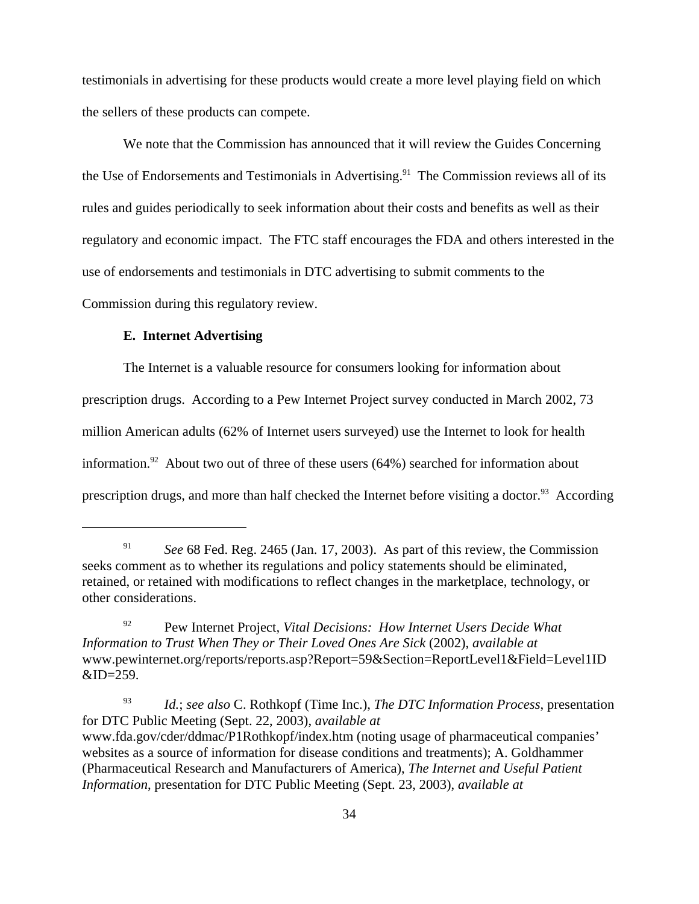testimonials in advertising for these products would create a more level playing field on which the sellers of these products can compete.

We note that the Commission has announced that it will review the Guides Concerning the Use of Endorsements and Testimonials in Advertising.[91] The Commission reviews all of its rules and guides periodically to seek information about their costs and benefits as well as their regulatory and economic impact. The FTC staff encourages the FDA and others interested in the use of endorsements and testimonials in DTC advertising to submit comments to the Commission during this regulatory review.

**E. Internet Advertising**

The Internet is a valuable resource for consumers looking for information about prescription drugs. According to a Pew Internet Project survey conducted in March 2002, 73 million American adults (62% of Internet users surveyed) use the Internet to look for health information.[92] About two out of three of these users (64%) searched for information about prescription drugs, and more than half checked the Internet before visiting a doctor.[93] According

---

[91] *See* 68 Fed. Reg. 2465 (Jan. 17, 2003). As part of this review, the Commission seeks comment as to whether its regulations and policy statements should be eliminated, retained, or retained with modifications to reflect changes in the marketplace, technology, or other considerations.

[92] Pew Internet Project, *Vital Decisions: How Internet Users Decide What Information to Trust When They or Their Loved Ones Are Sick* (2002), *available at* www.pewinternet.org/reports/reports.asp?Report=59&Section=ReportLevel1&Field=Level1ID&ID=259.

[93] *Id.*; *see also* C. Rothkopf (Time Inc.), *The DTC Information Process*, presentation for DTC Public Meeting (Sept. 22, 2003), *available at* www.fda.gov/cder/ddmac/P1Rothkopf/index.htm (noting usage of pharmaceutical companies' websites as a source of information for disease conditions and treatments); A. Goldhammer (Pharmaceutical Research and Manufacturers of America), *The Internet and Useful Patient Information*, presentation for DTC Public Meeting (Sept. 23, 2003), *available at*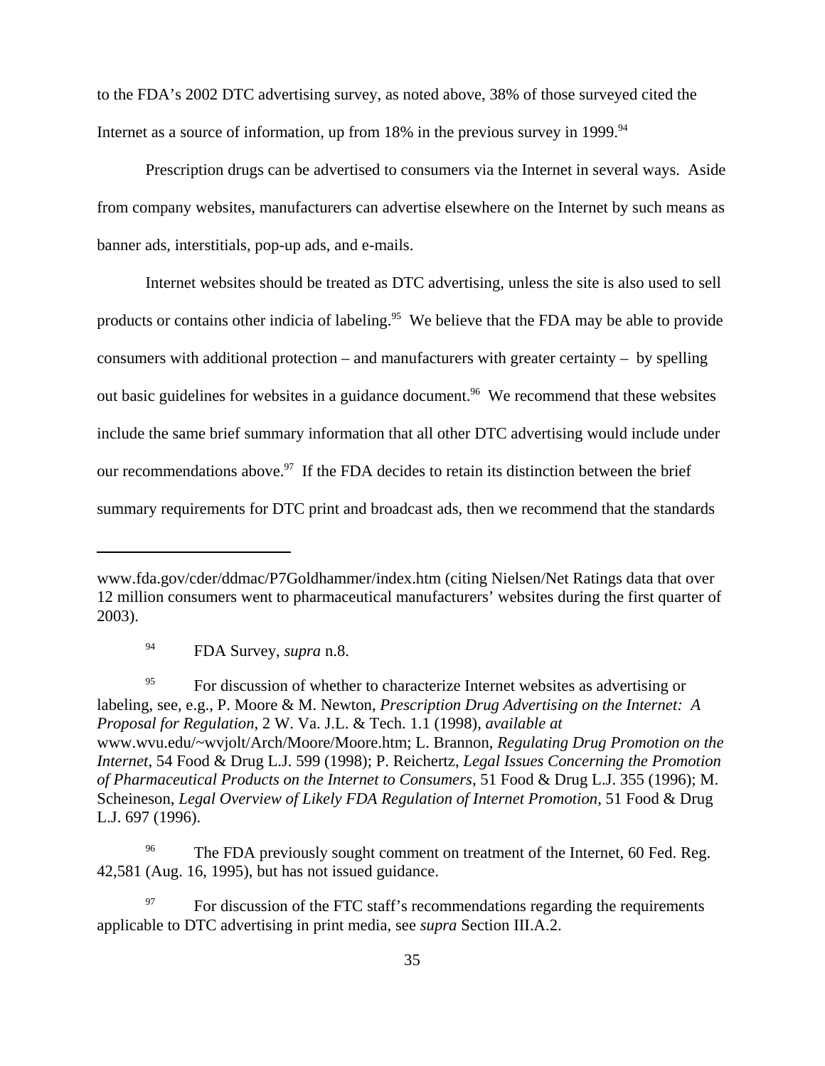to the FDA's 2002 DTC advertising survey, as noted above, 38% of those surveyed cited the Internet as a source of information, up from 18% in the previous survey in 1999.[94]

Prescription drugs can be advertised to consumers via the Internet in several ways. Aside from company websites, manufacturers can advertise elsewhere on the Internet by such means as banner ads, interstitials, pop-up ads, and e-mails.

Internet websites should be treated as DTC advertising, unless the site is also used to sell products or contains other indicia of labeling.[95] We believe that the FDA may be able to provide consumers with additional protection – and manufacturers with greater certainty – by spelling out basic guidelines for websites in a guidance document.[96] We recommend that these websites include the same brief summary information that all other DTC advertising would include under our recommendations above.[97] If the FDA decides to retain its distinction between the brief summary requirements for DTC print and broadcast ads, then we recommend that the standards

---

www.fda.gov/cder/ddmac/P7Goldhammer/index.htm (citing Nielsen/Net Ratings data that over 12 million consumers went to pharmaceutical manufacturers' websites during the first quarter of 2003).

[94] FDA Survey, *supra* n.8.

[95] For discussion of whether to characterize Internet websites as advertising or labeling, see, e.g., P. Moore & M. Newton, *Prescription Drug Advertising on the Internet: A Proposal for Regulation*, 2 W. Va. J.L. & Tech. 1.1 (1998), *available at* www.wvu.edu/~wvjolt/Arch/Moore/Moore.htm; L. Brannon, *Regulating Drug Promotion on the Internet*, 54 Food & Drug L.J. 599 (1998); P. Reichertz, *Legal Issues Concerning the Promotion of Pharmaceutical Products on the Internet to Consumers*, 51 Food & Drug L.J. 355 (1996); M. Scheineson, *Legal Overview of Likely FDA Regulation of Internet Promotion*, 51 Food & Drug L.J. 697 (1996).

[96] The FDA previously sought comment on treatment of the Internet, 60 Fed. Reg. 42,581 (Aug. 16, 1995), but has not issued guidance.

[97] For discussion of the FTC staff's recommendations regarding the requirements applicable to DTC advertising in print media, see *supra* Section III.A.2.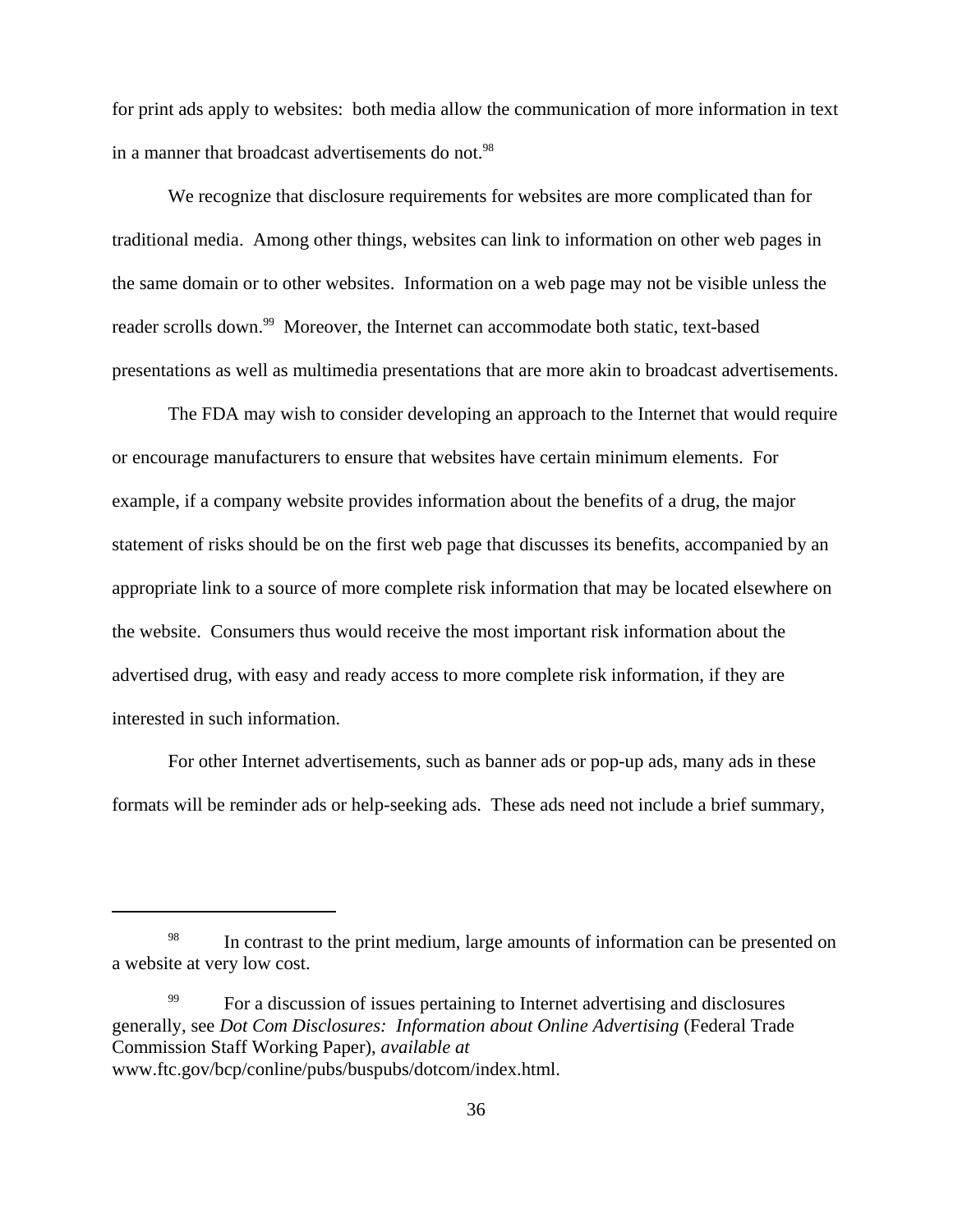for print ads apply to websites: both media allow the communication of more information in text in a manner that broadcast advertisements do not.[98]

We recognize that disclosure requirements for websites are more complicated than for traditional media. Among other things, websites can link to information on other web pages in the same domain or to other websites. Information on a web page may not be visible unless the reader scrolls down.[99] Moreover, the Internet can accommodate both static, text-based presentations as well as multimedia presentations that are more akin to broadcast advertisements.

The FDA may wish to consider developing an approach to the Internet that would require or encourage manufacturers to ensure that websites have certain minimum elements. For example, if a company website provides information about the benefits of a drug, the major statement of risks should be on the first web page that discusses its benefits, accompanied by an appropriate link to a source of more complete risk information that may be located elsewhere on the website. Consumers thus would receive the most important risk information about the advertised drug, with easy and ready access to more complete risk information, if they are interested in such information.

For other Internet advertisements, such as banner ads or pop-up ads, many ads in these formats will be reminder ads or help-seeking ads. These ads need not include a brief summary,

---

[98] In contrast to the print medium, large amounts of information can be presented on a website at very low cost.

[99] For a discussion of issues pertaining to Internet advertising and disclosures generally, see *Dot Com Disclosures: Information about Online Advertising* (Federal Trade Commission Staff Working Paper), *available at* www.ftc.gov/bcp/conline/pubs/buspubs/dotcom/index.html.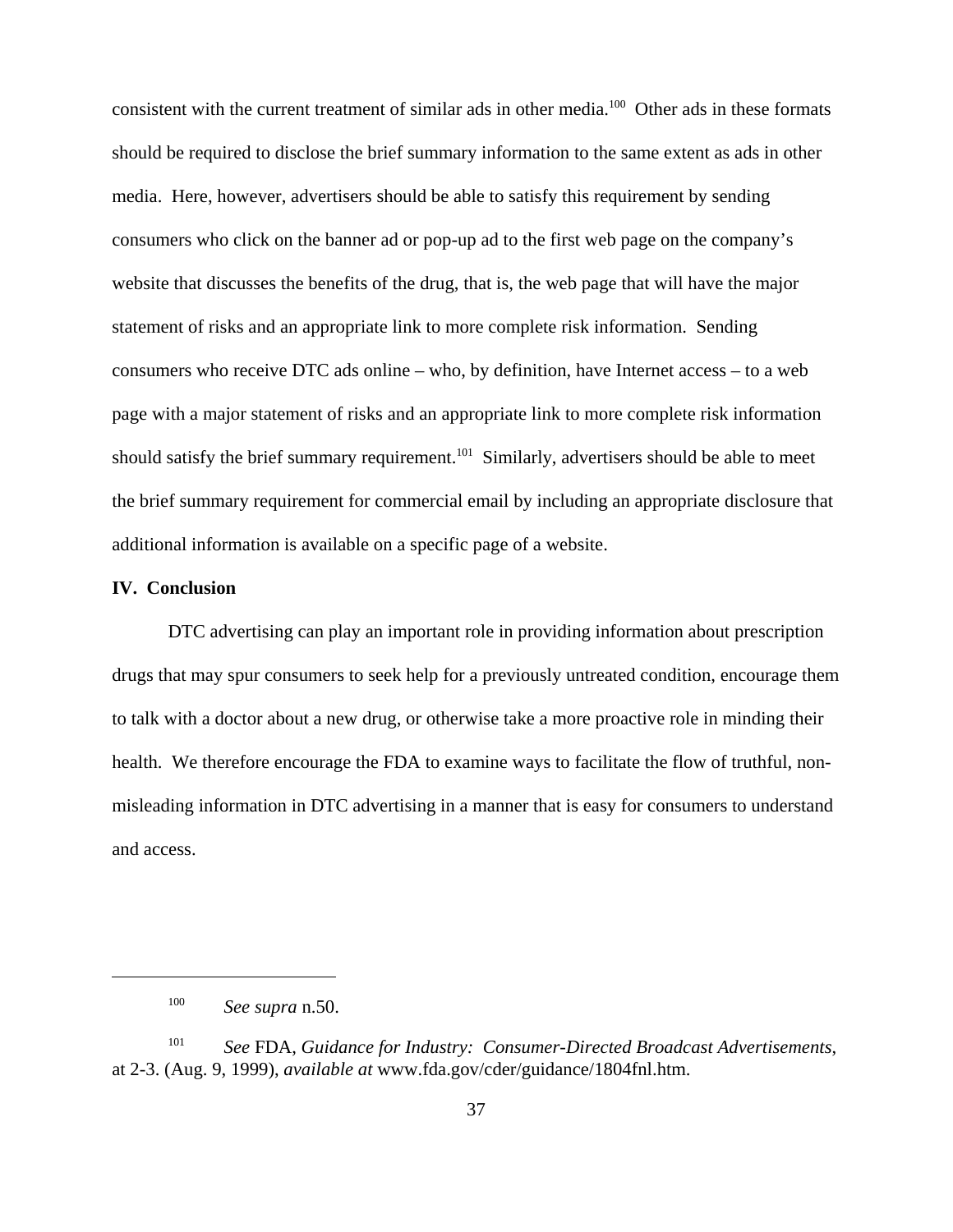consistent with the current treatment of similar ads in other media.[100] Other ads in these formats should be required to disclose the brief summary information to the same extent as ads in other media. Here, however, advertisers should be able to satisfy this requirement by sending consumers who click on the banner ad or pop-up ad to the first web page on the company's website that discusses the benefits of the drug, that is, the web page that will have the major statement of risks and an appropriate link to more complete risk information. Sending consumers who receive DTC ads online – who, by definition, have Internet access – to a web page with a major statement of risks and an appropriate link to more complete risk information should satisfy the brief summary requirement.[101] Similarly, advertisers should be able to meet the brief summary requirement for commercial email by including an appropriate disclosure that additional information is available on a specific page of a website.

## IV. Conclusion

DTC advertising can play an important role in providing information about prescription drugs that may spur consumers to seek help for a previously untreated condition, encourage them to talk with a doctor about a new drug, or otherwise take a more proactive role in minding their health. We therefore encourage the FDA to examine ways to facilitate the flow of truthful, non-misleading information in DTC advertising in a manner that is easy for consumers to understand and access.

---

[100] *See supra* n.50.

[101] *See* FDA, *Guidance for Industry: Consumer-Directed Broadcast Advertisements*, at 2-3. (Aug. 9, 1999), *available at* www.fda.gov/cder/guidance/1804fnl.htm.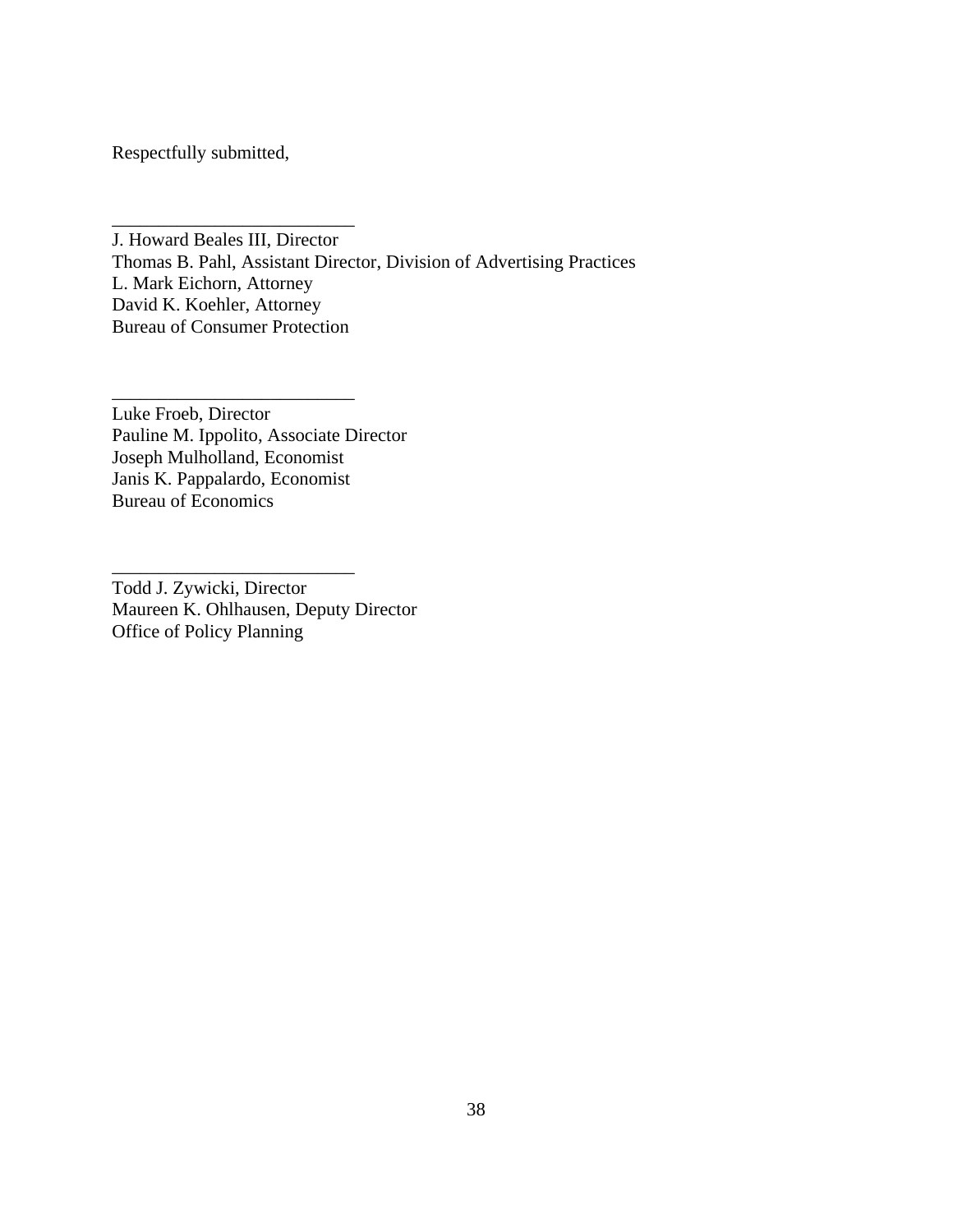Respectfully submitted,

\_\_\_\_\_\_\_\_\_\_\_\_\_\_\_\_\_\_\_\_\_\_\_\_\_

J. Howard Beales III, Director
Thomas B. Pahl, Assistant Director, Division of Advertising Practices
L. Mark Eichorn, Attorney
David K. Koehler, Attorney
Bureau of Consumer Protection

\_\_\_\_\_\_\_\_\_\_\_\_\_\_\_\_\_\_\_\_\_\_\_\_\_

Luke Froeb, Director
Pauline M. Ippolito, Associate Director
Joseph Mulholland, Economist
Janis K. Pappalardo, Economist
Bureau of Economics

\_\_\_\_\_\_\_\_\_\_\_\_\_\_\_\_\_\_\_\_\_\_\_\_\_

Todd J. Zywicki, Director
Maureen K. Ohlhausen, Deputy Director
Office of Policy Planning